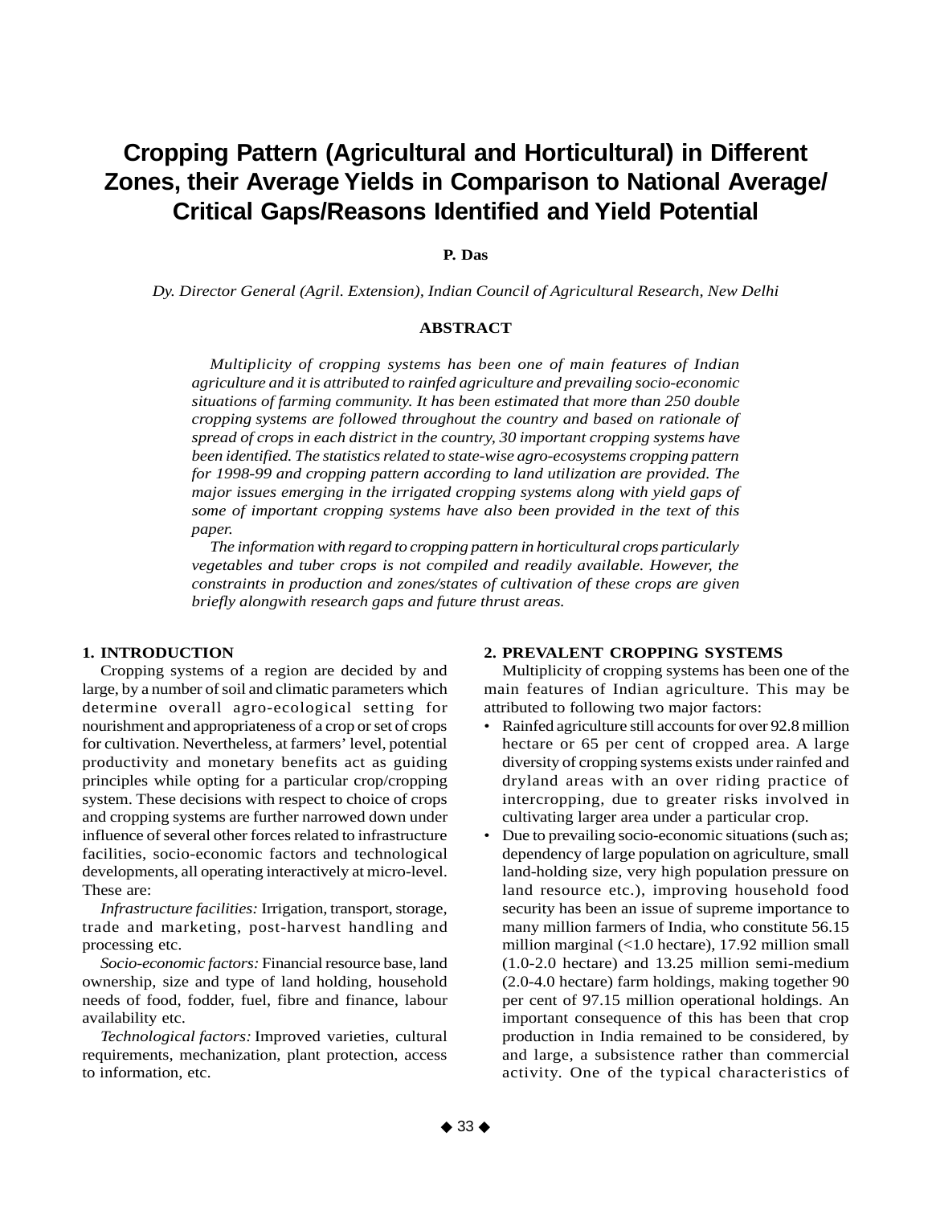# Cropping Pattern (Agricultural and Horticultural) in Different Zones, their Average Yields in Comparison to National Average/ Critical Gaps/Reasons Identified and Yield Potential

**P. Das**

*Dy. Director General (Agril. Extension), Indian Council of Agricultural Research, New Delhi*

**ABSTRACT**

*Multiplicity of cropping systems has been one of main features of Indian agriculture and it is attributed to rainfed agriculture and prevailing socio-economic situations of farming community. It has been estimated that more than 250 double cropping systems are followed throughout the country and based on rationale of spread of crops in each district in the country, 30 important cropping systems have been identified. The statistics related to state-wise agro-ecosystems cropping pattern for 1998-99 and cropping pattern according to land utilization are provided. The major issues emerging in the irrigated cropping systems along with yield gaps of some of important cropping systems have also been provided in the text of this paper.*

*The information with regard to cropping pattern in horticultural crops particularly vegetables and tuber crops is not compiled and readily available. However, the constraints in production and zones/states of cultivation of these crops are given briefly alongwith research gaps and future thrust areas.*

## 1. INTRODUCTION

Cropping systems of a region are decided by and large, by a number of soil and climatic parameters which determine overall agro-ecological setting for nourishment and appropriateness of a crop or set of crops for cultivation. Nevertheless, at farmers' level, potential productivity and monetary benefits act as guiding principles while opting for a particular crop/cropping system. These decisions with respect to choice of crops and cropping systems are further narrowed down under influence of several other forces related to infrastructure facilities, socio-economic factors and technological developments, all operating interactively at micro-level. These are:

*Infrastructure facilities:* Irrigation, transport, storage, trade and marketing, post-harvest handling and processing etc.

*Socio-economic factors:* Financial resource base, land ownership, size and type of land holding, household needs of food, fodder, fuel, fibre and finance, labour availability etc.

*Technological factors:* Improved varieties, cultural requirements, mechanization, plant protection, access to information, etc.

## 2. PREVALENT CROPPING SYSTEMS

Multiplicity of cropping systems has been one of the main features of Indian agriculture. This may be attributed to following two major factors:

- Rainfed agriculture still accounts for over 92.8 million hectare or 65 per cent of cropped area. A large diversity of cropping systems exists under rainfed and dryland areas with an over riding practice of intercropping, due to greater risks involved in cultivating larger area under a particular crop.
- Due to prevailing socio-economic situations (such as; dependency of large population on agriculture, small land-holding size, very high population pressure on land resource etc.), improving household food security has been an issue of supreme importance to many million farmers of India, who constitute 56.15 million marginal (<1.0 hectare), 17.92 million small (1.0-2.0 hectare) and 13.25 million semi-medium (2.0-4.0 hectare) farm holdings, making together 90 per cent of 97.15 million operational holdings. An important consequence of this has been that crop production in India remained to be considered, by and large, a subsistence rather than commercial activity. One of the typical characteristics of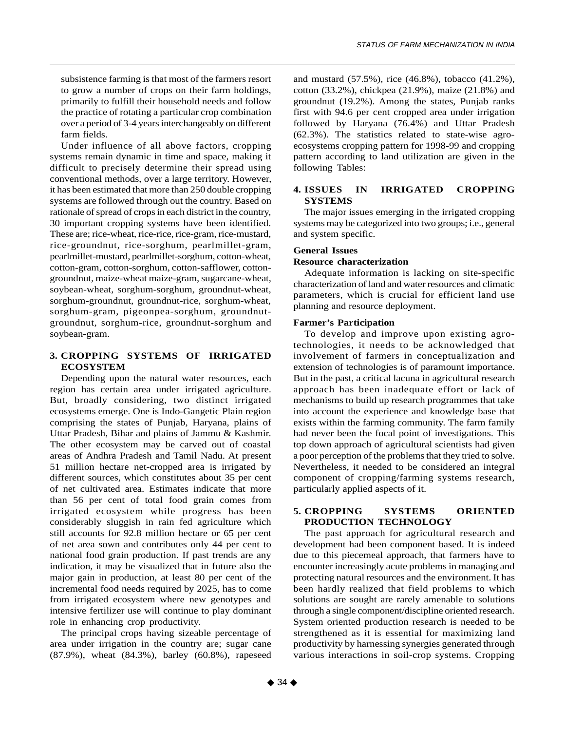subsistence farming is that most of the farmers resort to grow a number of crops on their farm holdings, primarily to fulfill their household needs and follow the practice of rotating a particular crop combination over a period of 3-4 years interchangeably on different farm fields.

Under influence of all above factors, cropping systems remain dynamic in time and space, making it difficult to precisely determine their spread using conventional methods, over a large territory. However, it has been estimated that more than 250 double cropping systems are followed through out the country. Based on rationale of spread of crops in each district in the country, 30 important cropping systems have been identified. These are; rice-wheat, rice-rice, rice-gram, rice-mustard, rice-groundnut, rice-sorghum, pearlmillet-gram, pearlmillet-mustard, pearlmillet-sorghum, cotton-wheat, cotton-gram, cotton-sorghum, cotton-safflower, cotton-groundnut, maize-wheat maize-gram, sugarcane-wheat, soybean-wheat, sorghum-sorghum, groundnut-wheat, sorghum-groundnut, groundnut-rice, sorghum-wheat, sorghum-gram, pigeonpea-sorghum, groundnut-groundnut, sorghum-rice, groundnut-sorghum and soybean-gram.

## 3. CROPPING SYSTEMS OF IRRIGATED ECOSYSTEM

Depending upon the natural water resources, each region has certain area under irrigated agriculture. But, broadly considering, two distinct irrigated ecosystems emerge. One is Indo-Gangetic Plain region comprising the states of Punjab, Haryana, plains of Uttar Pradesh, Bihar and plains of Jammu & Kashmir. The other ecosystem may be carved out of coastal areas of Andhra Pradesh and Tamil Nadu. At present 51 million hectare net-cropped area is irrigated by different sources, which constitutes about 35 per cent of net cultivated area. Estimates indicate that more than 56 per cent of total food grain comes from irrigated ecosystem while progress has been considerably sluggish in rain fed agriculture which still accounts for 92.8 million hectare or 65 per cent of net area sown and contributes only 44 per cent to national food grain production. If past trends are any indication, it may be visualized that in future also the major gain in production, at least 80 per cent of the incremental food needs required by 2025, has to come from irrigated ecosystem where new genotypes and intensive fertilizer use will continue to play dominant role in enhancing crop productivity.

The principal crops having sizeable percentage of area under irrigation in the country are; sugar cane (87.9%), wheat (84.3%), barley (60.8%), rapeseed and mustard (57.5%), rice (46.8%), tobacco (41.2%), cotton (33.2%), chickpea (21.9%), maize (21.8%) and groundnut (19.2%). Among the states, Punjab ranks first with 94.6 per cent cropped area under irrigation followed by Haryana (76.4%) and Uttar Pradesh (62.3%). The statistics related to state-wise agro-ecosystems cropping pattern for 1998-99 and cropping pattern according to land utilization are given in the following Tables:

## 4. ISSUES IN IRRIGATED CROPPING SYSTEMS

The major issues emerging in the irrigated cropping systems may be categorized into two groups; i.e., general and system specific.

### General Issues

#### Resource characterization

Adequate information is lacking on site-specific characterization of land and water resources and climatic parameters, which is crucial for efficient land use planning and resource deployment.

#### Farmer's Participation

To develop and improve upon existing agro-technologies, it needs to be acknowledged that involvement of farmers in conceptualization and extension of technologies is of paramount importance. But in the past, a critical lacuna in agricultural research approach has been inadequate effort or lack of mechanisms to build up research programmes that take into account the experience and knowledge base that exists within the farming community. The farm family had never been the focal point of investigations. This top down approach of agricultural scientists had given a poor perception of the problems that they tried to solve. Nevertheless, it needed to be considered an integral component of cropping/farming systems research, particularly applied aspects of it.

## 5. CROPPING SYSTEMS ORIENTED PRODUCTION TECHNOLOGY

The past approach for agricultural research and development had been component based. It is indeed due to this piecemeal approach, that farmers have to encounter increasingly acute problems in managing and protecting natural resources and the environment. It has been hardly realized that field problems to which solutions are sought are rarely amenable to solutions through a single component/discipline oriented research. System oriented production research is needed to be strengthened as it is essential for maximizing land productivity by harnessing synergies generated through various interactions in soil-crop systems. Cropping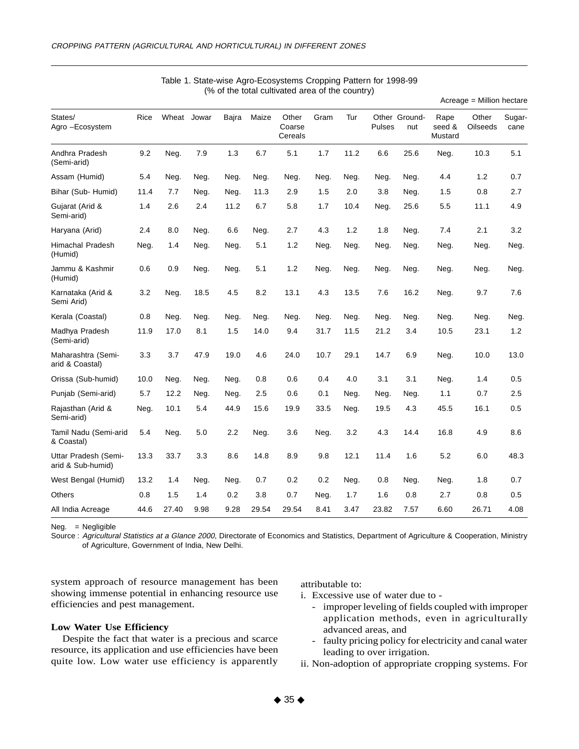Table 1. State-wise Agro-Ecosystems Cropping Pattern for 1998-99
(% of the total cultivated area of the country)

Acreage = Million hectare

| States/ Agro –Ecosystem | Rice | Wheat | Jowar | Bajra | Maize | Other Coarse Cereals | Gram | Tur | Other Pulses | Ground-nut | Rape seed & Mustard | Other Oilseeds | Sugar-cane |
|---|---|---|---|---|---|---|---|---|---|---|---|---|---|
| Andhra Pradesh (Semi-arid) | 9.2 | Neg. | 7.9 | 1.3 | 6.7 | 5.1 | 1.7 | 11.2 | 6.6 | 25.6 | Neg. | 10.3 | 5.1 |
| Assam (Humid) | 5.4 | Neg. | Neg. | Neg. | Neg. | Neg. | Neg. | Neg. | Neg. | Neg. | 4.4 | 1.2 | 0.7 |
| Bihar (Sub- Humid) | 11.4 | 7.7 | Neg. | Neg. | 11.3 | 2.9 | 1.5 | 2.0 | 3.8 | Neg. | 1.5 | 0.8 | 2.7 |
| Gujarat (Arid & Semi-arid) | 1.4 | 2.6 | 2.4 | 11.2 | 6.7 | 5.8 | 1.7 | 10.4 | Neg. | 25.6 | 5.5 | 11.1 | 4.9 |
| Haryana (Arid) | 2.4 | 8.0 | Neg. | 6.6 | Neg. | 2.7 | 4.3 | 1.2 | 1.8 | Neg. | 7.4 | 2.1 | 3.2 |
| Himachal Pradesh (Humid) | Neg. | 1.4 | Neg. | Neg. | 5.1 | 1.2 | Neg. | Neg. | Neg. | Neg. | Neg. | Neg. | Neg. |
| Jammu & Kashmir (Humid) | 0.6 | 0.9 | Neg. | Neg. | 5.1 | 1.2 | Neg. | Neg. | Neg. | Neg. | Neg. | Neg. | Neg. |
| Karnataka (Arid & Semi Arid) | 3.2 | Neg. | 18.5 | 4.5 | 8.2 | 13.1 | 4.3 | 13.5 | 7.6 | 16.2 | Neg. | 9.7 | 7.6 |
| Kerala (Coastal) | 0.8 | Neg. | Neg. | Neg. | Neg. | Neg. | Neg. | Neg. | Neg. | Neg. | Neg. | Neg. | Neg. |
| Madhya Pradesh (Semi-arid) | 11.9 | 17.0 | 8.1 | 1.5 | 14.0 | 9.4 | 31.7 | 11.5 | 21.2 | 3.4 | 10.5 | 23.1 | 1.2 |
| Maharashtra (Semi-arid & Coastal) | 3.3 | 3.7 | 47.9 | 19.0 | 4.6 | 24.0 | 10.7 | 29.1 | 14.7 | 6.9 | Neg. | 10.0 | 13.0 |
| Orissa (Sub-humid) | 10.0 | Neg. | Neg. | Neg. | 0.8 | 0.6 | 0.4 | 4.0 | 3.1 | 3.1 | Neg. | 1.4 | 0.5 |
| Punjab (Semi-arid) | 5.7 | 12.2 | Neg. | Neg. | 2.5 | 0.6 | 0.1 | Neg. | Neg. | Neg. | 1.1 | 0.7 | 2.5 |
| Rajasthan (Arid & Semi-arid) | Neg. | 10.1 | 5.4 | 44.9 | 15.6 | 19.9 | 33.5 | Neg. | 19.5 | 4.3 | 45.5 | 16.1 | 0.5 |
| Tamil Nadu (Semi-arid & Coastal) | 5.4 | Neg. | 5.0 | 2.2 | Neg. | 3.6 | Neg. | 3.2 | 4.3 | 14.4 | 16.8 | 4.9 | 8.6 |
| Uttar Pradesh (Semi-arid & Sub-humid) | 13.3 | 33.7 | 3.3 | 8.6 | 14.8 | 8.9 | 9.8 | 12.1 | 11.4 | 1.6 | 5.2 | 6.0 | 48.3 |
| West Bengal (Humid) | 13.2 | 1.4 | Neg. | Neg. | 0.7 | 0.2 | 0.2 | Neg. | 0.8 | Neg. | Neg. | 1.8 | 0.7 |
| Others | 0.8 | 1.5 | 1.4 | 0.2 | 3.8 | 0.7 | Neg. | 1.7 | 1.6 | 0.8 | 2.7 | 0.8 | 0.5 |
| All India Acreage | 44.6 | 27.40 | 9.98 | 9.28 | 29.54 | 29.54 | 8.41 | 3.47 | 23.82 | 7.57 | 6.60 | 26.71 | 4.08 |

Neg. = Negligible

Source : *Agricultural Statistics at a Glance 2000*, Directorate of Economics and Statistics, Department of Agriculture & Cooperation, Ministry of Agriculture, Government of India, New Delhi.

system approach of resource management has been showing immense potential in enhancing resource use efficiencies and pest management.

**Low Water Use Efficiency**

Despite the fact that water is a precious and scarce resource, its application and use efficiencies have been quite low. Low water use efficiency is apparently attributable to:

i. Excessive use of water due to -
   - improper leveling of fields coupled with improper application methods, even in agriculturally advanced areas, and
   - faulty pricing policy for electricity and canal water leading to over irrigation.

ii. Non-adoption of appropriate cropping systems. For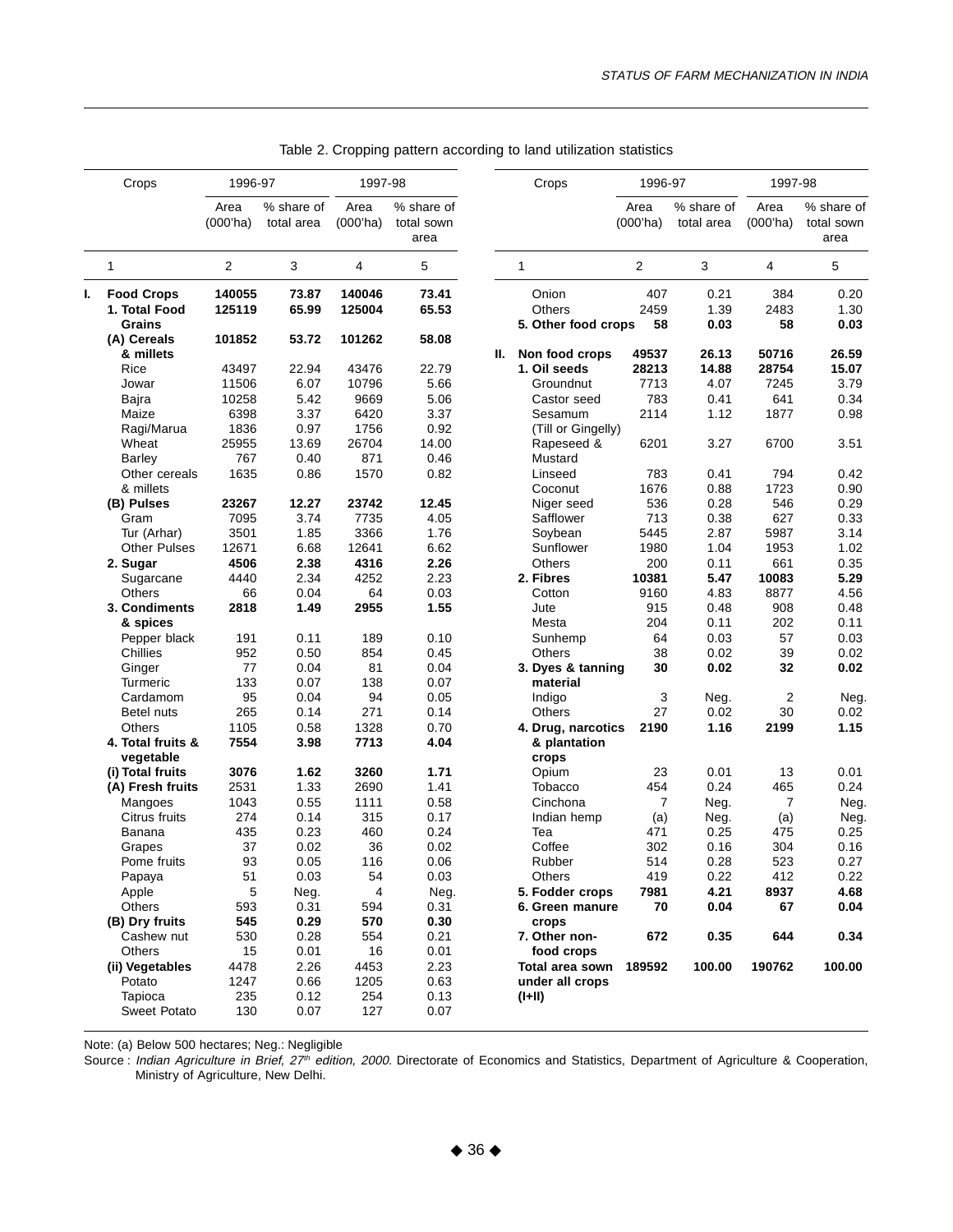Table 2. Cropping pattern according to land utilization statistics

| | Crops | 1996-97 | | 1997-98 | |
|---|---|---|---|---|---|
| | | Area (000'ha) | % share of total area | Area (000'ha) | % share of total sown area |
| | 1 | 2 | 3 | 4 | 5 |
| **I.** | **Food Crops** | **140055** | **73.87** | **140046** | **73.41** |
| | **1. Total Food Grains** | **125119** | **65.99** | **125004** | **65.53** |
| | **(A) Cereals & millets** | **101852** | **53.72** | **101262** | **58.08** |
| | Rice | 43497 | 22.94 | 43476 | 22.79 |
| | Jowar | 11506 | 6.07 | 10796 | 5.66 |
| | Bajra | 10258 | 5.42 | 9669 | 5.06 |
| | Maize | 6398 | 3.37 | 6420 | 3.37 |
| | Ragi/Marua | 1836 | 0.97 | 1756 | 0.92 |
| | Wheat | 25955 | 13.69 | 26704 | 14.00 |
| | Barley | 767 | 0.40 | 871 | 0.46 |
| | Other cereals & millets | 1635 | 0.86 | 1570 | 0.82 |
| | **(B) Pulses** | **23267** | **12.27** | **23742** | **12.45** |
| | Gram | 7095 | 3.74 | 7735 | 4.05 |
| | Tur (Arhar) | 3501 | 1.85 | 3366 | 1.76 |
| | Other Pulses | 12671 | 6.68 | 12641 | 6.62 |
| | **2. Sugar** | **4506** | **2.38** | **4316** | **2.26** |
| | Sugarcane | 4440 | 2.34 | 4252 | 2.23 |
| | Others | 66 | 0.04 | 64 | 0.03 |
| | **3. Condiments & spices** | **2818** | **1.49** | **2955** | **1.55** |
| | Pepper black | 191 | 0.11 | 189 | 0.10 |
| | Chillies | 952 | 0.50 | 854 | 0.45 |
| | Ginger | 77 | 0.04 | 81 | 0.04 |
| | Turmeric | 133 | 0.07 | 138 | 0.07 |
| | Cardamom | 95 | 0.04 | 94 | 0.05 |
| | Betel nuts | 265 | 0.14 | 271 | 0.14 |
| | Others | 1105 | 0.58 | 1328 | 0.70 |
| | **4. Total fruits & vegetable** | **7554** | **3.98** | **7713** | **4.04** |
| | **(i) Total fruits** | **3076** | **1.62** | **3260** | **1.71** |
| | **(A) Fresh fruits** | **2531** | **1.33** | **2690** | **1.41** |
| | Mangoes | 1043 | 0.55 | 1111 | 0.58 |
| | Citrus fruits | 274 | 0.14 | 315 | 0.17 |
| | Banana | 435 | 0.23 | 460 | 0.24 |
| | Grapes | 37 | 0.02 | 36 | 0.02 |
| | Pome fruits | 93 | 0.05 | 116 | 0.06 |
| | Papaya | 51 | 0.03 | 54 | 0.03 |
| | Apple | 5 | Neg. | 4 | Neg. |
| | Others | 593 | 0.31 | 594 | 0.31 |
| | **(B) Dry fruits** | **545** | **0.29** | **570** | **0.30** |
| | Cashew nut | 530 | 0.28 | 554 | 0.21 |
| | Others | 15 | 0.01 | 16 | 0.01 |
| | **(ii) Vegetables** | **4478** | **2.26** | **4453** | **2.23** |
| | Potato | 1247 | 0.66 | 1205 | 0.63 |
| | Tapioca | 235 | 0.12 | 254 | 0.13 |
| | Sweet Potato | 130 | 0.07 | 127 | 0.07 |
| | Onion | 407 | 0.21 | 384 | 0.20 |
| | Others | 2459 | 1.39 | 2483 | 1.30 |
| | **5. Other food crops** | **58** | **0.03** | **58** | **0.03** |
| **II.** | **Non food crops** | **49537** | **26.13** | **50716** | **26.59** |
| | **1. Oil seeds** | **28213** | **14.88** | **28754** | **15.07** |
| | Groundnut | 7713 | 4.07 | 7245 | 3.79 |
| | Castor seed | 783 | 0.41 | 641 | 0.34 |
| | Sesamum (Till or Gingelly) | 2114 | 1.12 | 1877 | 0.98 |
| | Rapeseed & Mustard | 6201 | 3.27 | 6700 | 3.51 |
| | Linseed | 783 | 0.41 | 794 | 0.42 |
| | Coconut | 1676 | 0.88 | 1723 | 0.90 |
| | Niger seed | 536 | 0.28 | 546 | 0.29 |
| | Safflower | 713 | 0.38 | 627 | 0.33 |
| | Soybean | 5445 | 2.87 | 5987 | 3.14 |
| | Sunflower | 1980 | 1.04 | 1953 | 1.02 |
| | Others | 200 | 0.11 | 661 | 0.35 |
| | **2. Fibres** | **10381** | **5.47** | **10083** | **5.29** |
| | Cotton | 9160 | 4.83 | 8877 | 4.56 |
| | Jute | 915 | 0.48 | 908 | 0.48 |
| | Mesta | 204 | 0.11 | 202 | 0.11 |
| | Sunhemp | 64 | 0.03 | 57 | 0.03 |
| | Others | 38 | 0.02 | 39 | 0.02 |
| | **3. Dyes & tanning material** | **30** | **0.02** | **32** | **0.02** |
| | Indigo | 3 | Neg. | 2 | Neg. |
| | Others | 27 | 0.02 | 30 | 0.02 |
| | **4. Drug, narcotics & plantation crops** | **2190** | **1.16** | **2199** | **1.15** |
| | Opium | 23 | 0.01 | 13 | 0.01 |
| | Tobacco | 454 | 0.24 | 465 | 0.24 |
| | Cinchona | 7 | Neg. | 7 | Neg. |
| | Indian hemp | (a) | Neg. | (a) | Neg. |
| | Tea | 471 | 0.25 | 475 | 0.25 |
| | Coffee | 302 | 0.16 | 304 | 0.16 |
| | Rubber | 514 | 0.28 | 523 | 0.27 |
| | Others | 419 | 0.22 | 412 | 0.22 |
| | **5. Fodder crops** | **7981** | **4.21** | **8937** | **4.68** |
| | **6. Green manure crops** | **70** | **0.04** | **67** | **0.04** |
| | **7. Other non-food crops** | **672** | **0.35** | **644** | **0.34** |
| | **Total area sown under all crops (I+II)** | **189592** | **100.00** | **190762** | **100.00** |

Note: (a) Below 500 hectares; Neg.: Negligible

Source : *Indian Agriculture in Brief, 27th edition, 2000.* Directorate of Economics and Statistics, Department of Agriculture & Cooperation, Ministry of Agriculture, New Delhi.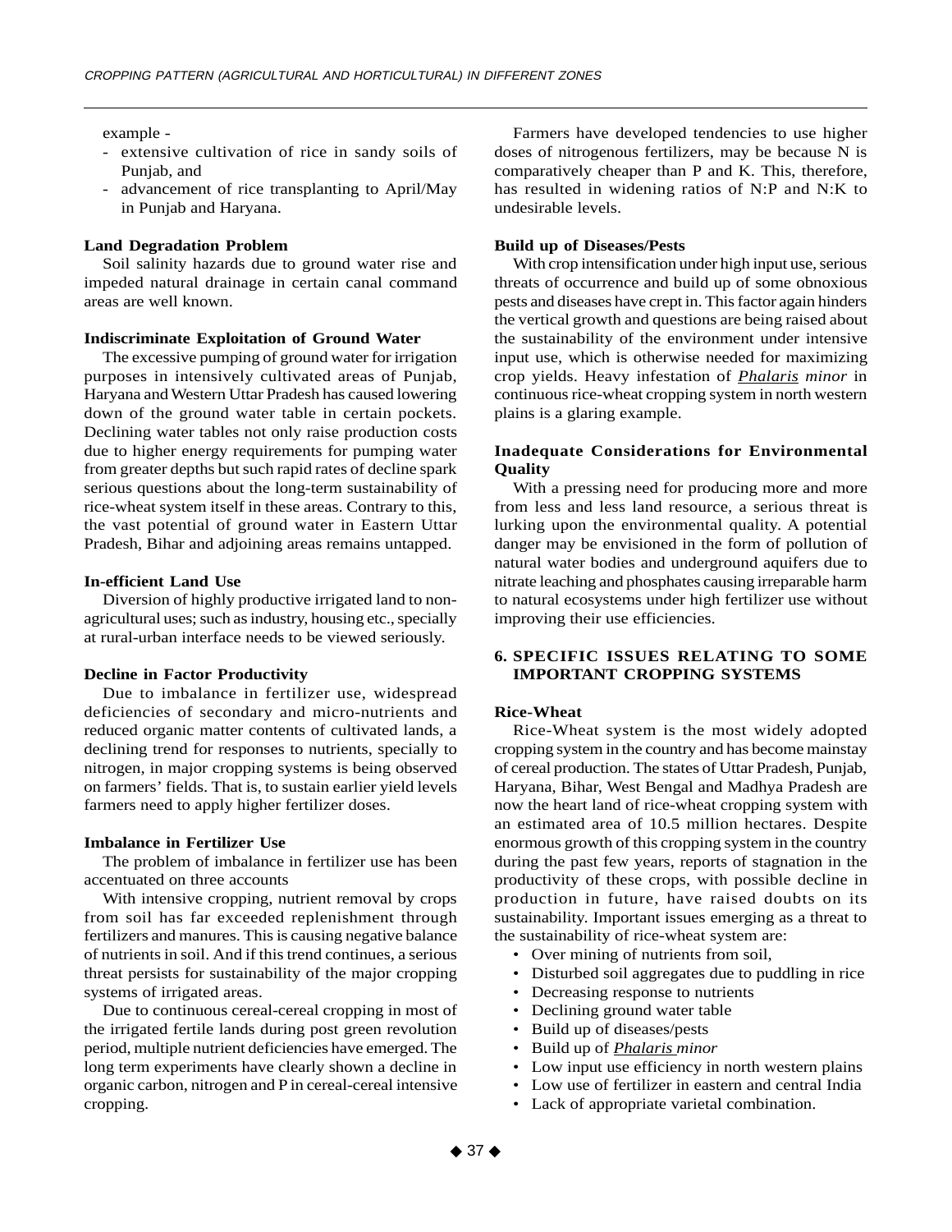example -

- extensive cultivation of rice in sandy soils of Punjab, and
- advancement of rice transplanting to April/May in Punjab and Haryana.

**Land Degradation Problem**

Soil salinity hazards due to ground water rise and impeded natural drainage in certain canal command areas are well known.

**Indiscriminate Exploitation of Ground Water**

The excessive pumping of ground water for irrigation purposes in intensively cultivated areas of Punjab, Haryana and Western Uttar Pradesh has caused lowering down of the ground water table in certain pockets. Declining water tables not only raise production costs due to higher energy requirements for pumping water from greater depths but such rapid rates of decline spark serious questions about the long-term sustainability of rice-wheat system itself in these areas. Contrary to this, the vast potential of ground water in Eastern Uttar Pradesh, Bihar and adjoining areas remains untapped.

**In-efficient Land Use**

Diversion of highly productive irrigated land to non-agricultural uses; such as industry, housing etc., specially at rural-urban interface needs to be viewed seriously.

**Decline in Factor Productivity**

Due to imbalance in fertilizer use, widespread deficiencies of secondary and micro-nutrients and reduced organic matter contents of cultivated lands, a declining trend for responses to nutrients, specially to nitrogen, in major cropping systems is being observed on farmers' fields. That is, to sustain earlier yield levels farmers need to apply higher fertilizer doses.

**Imbalance in Fertilizer Use**

The problem of imbalance in fertilizer use has been accentuated on three accounts

With intensive cropping, nutrient removal by crops from soil has far exceeded replenishment through fertilizers and manures. This is causing negative balance of nutrients in soil. And if this trend continues, a serious threat persists for sustainability of the major cropping systems of irrigated areas.

Due to continuous cereal-cereal cropping in most of the irrigated fertile lands during post green revolution period, multiple nutrient deficiencies have emerged. The long term experiments have clearly shown a decline in organic carbon, nitrogen and P in cereal-cereal intensive cropping.

Farmers have developed tendencies to use higher doses of nitrogenous fertilizers, may be because N is comparatively cheaper than P and K. This, therefore, has resulted in widening ratios of N:P and N:K to undesirable levels.

**Build up of Diseases/Pests**

With crop intensification under high input use, serious threats of occurrence and build up of some obnoxious pests and diseases have crept in. This factor again hinders the vertical growth and questions are being raised about the sustainability of the environment under intensive input use, which is otherwise needed for maximizing crop yields. Heavy infestation of *Phalaris minor* in continuous rice-wheat cropping system in north western plains is a glaring example.

**Inadequate Considerations for Environmental Quality**

With a pressing need for producing more and more from less and less land resource, a serious threat is lurking upon the environmental quality. A potential danger may be envisioned in the form of pollution of natural water bodies and underground aquifers due to nitrate leaching and phosphates causing irreparable harm to natural ecosystems under high fertilizer use without improving their use efficiencies.

## 6. SPECIFIC ISSUES RELATING TO SOME IMPORTANT CROPPING SYSTEMS

**Rice-Wheat**

Rice-Wheat system is the most widely adopted cropping system in the country and has become mainstay of cereal production. The states of Uttar Pradesh, Punjab, Haryana, Bihar, West Bengal and Madhya Pradesh are now the heart land of rice-wheat cropping system with an estimated area of 10.5 million hectares. Despite enormous growth of this cropping system in the country during the past few years, reports of stagnation in the productivity of these crops, with possible decline in production in future, have raised doubts on its sustainability. Important issues emerging as a threat to the sustainability of rice-wheat system are:

- Over mining of nutrients from soil,
- Disturbed soil aggregates due to puddling in rice
- Decreasing response to nutrients
- Declining ground water table
- Build up of diseases/pests
- Build up of *Phalaris minor*
- Low input use efficiency in north western plains
- Low use of fertilizer in eastern and central India
- Lack of appropriate varietal combination.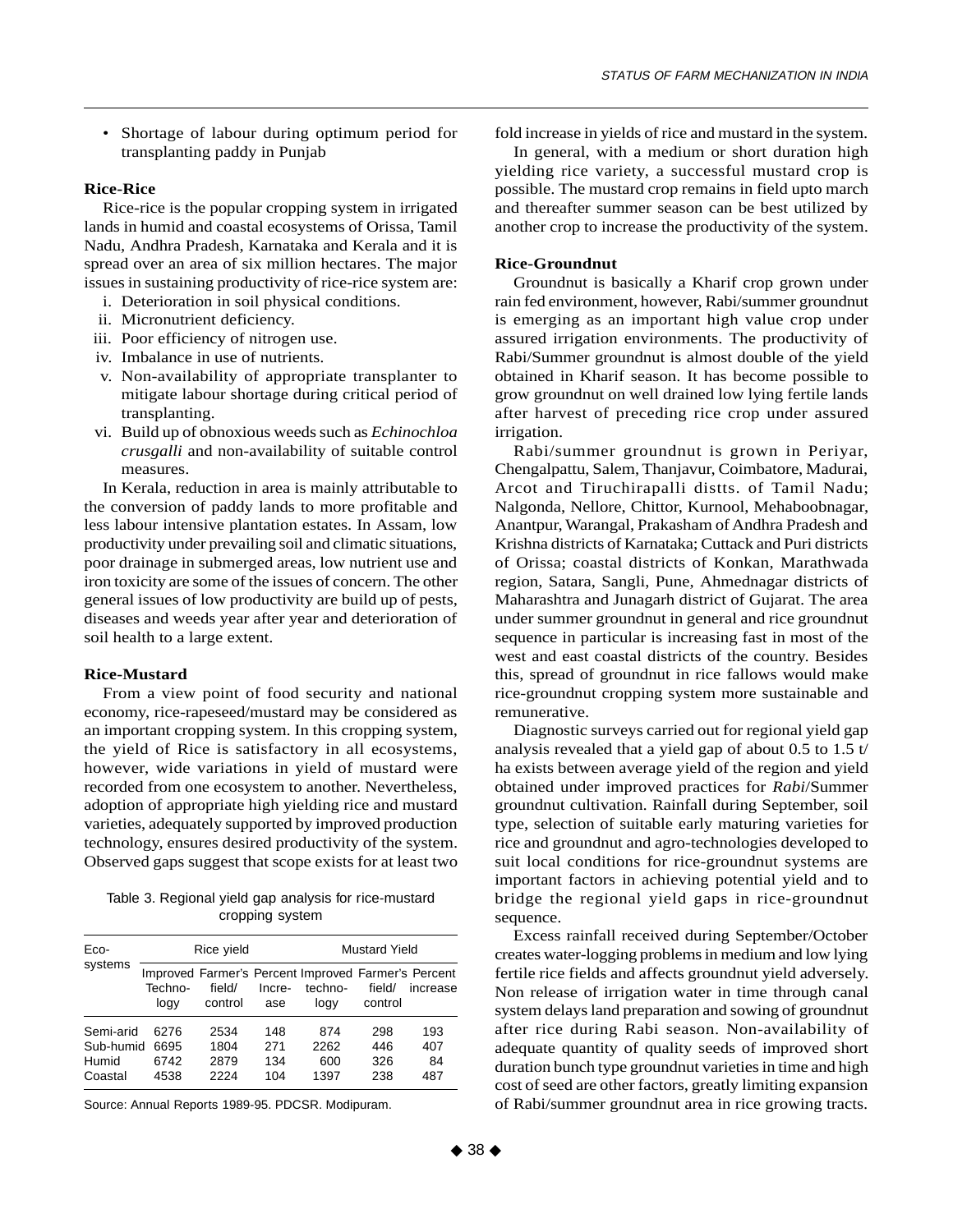- Shortage of labour during optimum period for transplanting paddy in Punjab

**Rice-Rice**

Rice-rice is the popular cropping system in irrigated lands in humid and coastal ecosystems of Orissa, Tamil Nadu, Andhra Pradesh, Karnataka and Kerala and it is spread over an area of six million hectares. The major issues in sustaining productivity of rice-rice system are:

i. Deterioration in soil physical conditions.
ii. Micronutrient deficiency.
iii. Poor efficiency of nitrogen use.
iv. Imbalance in use of nutrients.
v. Non-availability of appropriate transplanter to mitigate labour shortage during critical period of transplanting.
vi. Build up of obnoxious weeds such as *Echinochloa crusgalli* and non-availability of suitable control measures.

In Kerala, reduction in area is mainly attributable to the conversion of paddy lands to more profitable and less labour intensive plantation estates. In Assam, low productivity under prevailing soil and climatic situations, poor drainage in submerged areas, low nutrient use and iron toxicity are some of the issues of concern. The other general issues of low productivity are build up of pests, diseases and weeds year after year and deterioration of soil health to a large extent.

**Rice-Mustard**

From a view point of food security and national economy, rice-rapeseed/mustard may be considered as an important cropping system. In this cropping system, the yield of Rice is satisfactory in all ecosystems, however, wide variations in yield of mustard were recorded from one ecosystem to another. Nevertheless, adoption of appropriate high yielding rice and mustard varieties, adequately supported by improved production technology, ensures desired productivity of the system. Observed gaps suggest that scope exists for at least two fold increase in yields of rice and mustard in the system.

Table 3. Regional yield gap analysis for rice-mustard cropping system

| Eco-systems | Rice yield | | | Mustard Yield | | |
|---|---|---|---|---|---|---|
| | Improved Techno-logy | Farmer's field/ control | Percent Incre-ase | Improved techno-logy | Farmer's field/ control | Percent increase |
| Semi-arid | 6276 | 2534 | 148 | 874 | 298 | 193 |
| Sub-humid | 6695 | 1804 | 271 | 2262 | 446 | 407 |
| Humid | 6742 | 2879 | 134 | 600 | 326 | 84 |
| Coastal | 4538 | 2224 | 104 | 1397 | 238 | 487 |

Source: Annual Reports 1989-95. PDCSR. Modipuram.

In general, with a medium or short duration high yielding rice variety, a successful mustard crop is possible. The mustard crop remains in field upto march and thereafter summer season can be best utilized by another crop to increase the productivity of the system.

**Rice-Groundnut**

Groundnut is basically a Kharif crop grown under rain fed environment, however, Rabi/summer groundnut is emerging as an important high value crop under assured irrigation environments. The productivity of Rabi/Summer groundnut is almost double of the yield obtained in Kharif season. It has become possible to grow groundnut on well drained low lying fertile lands after harvest of preceding rice crop under assured irrigation.

Rabi/summer groundnut is grown in Periyar, Chengalpattu, Salem, Thanjavur, Coimbatore, Madurai, Arcot and Tiruchirapalli distts. of Tamil Nadu; Nalgonda, Nellore, Chittor, Kurnool, Mehaboobnagar, Anantpur, Warangal, Prakasham of Andhra Pradesh and Krishna districts of Karnataka; Cuttack and Puri districts of Orissa; coastal districts of Konkan, Marathwada region, Satara, Sangli, Pune, Ahmednagar districts of Maharashtra and Junagarh district of Gujarat. The area under summer groundnut in general and rice groundnut sequence in particular is increasing fast in most of the west and east coastal districts of the country. Besides this, spread of groundnut in rice fallows would make rice-groundnut cropping system more sustainable and remunerative.

Diagnostic surveys carried out for regional yield gap analysis revealed that a yield gap of about 0.5 to 1.5 t/ha exists between average yield of the region and yield obtained under improved practices for *Rabi*/Summer groundnut cultivation. Rainfall during September, soil type, selection of suitable early maturing varieties for rice and groundnut and agro-technologies developed to suit local conditions for rice-groundnut systems are important factors in achieving potential yield and to bridge the regional yield gaps in rice-groundnut sequence.

Excess rainfall received during September/October creates water-logging problems in medium and low lying fertile rice fields and affects groundnut yield adversely. Non release of irrigation water in time through canal system delays land preparation and sowing of groundnut after rice during Rabi season. Non-availability of adequate quantity of quality seeds of improved short duration bunch type groundnut varieties in time and high cost of seed are other factors, greatly limiting expansion of Rabi/summer groundnut area in rice growing tracts.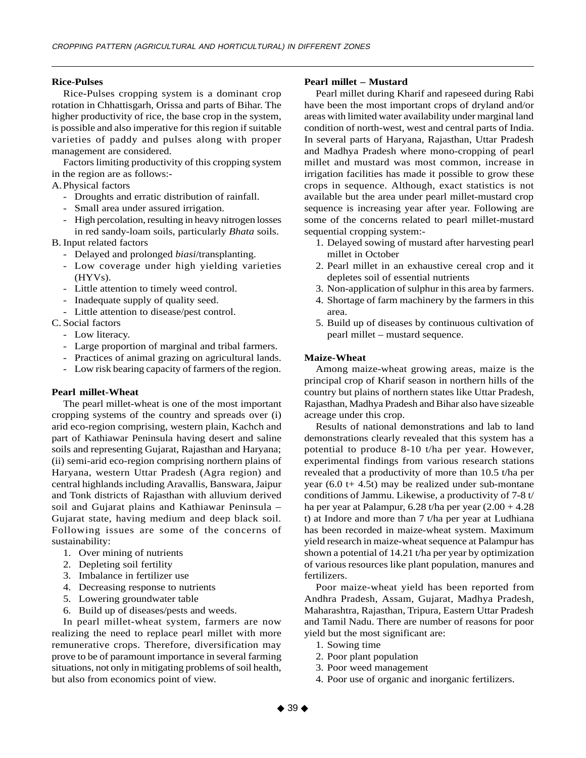### Rice-Pulses

Rice-Pulses cropping system is a dominant crop rotation in Chhattisgarh, Orissa and parts of Bihar. The higher productivity of rice, the base crop in the system, is possible and also imperative for this region if suitable varieties of paddy and pulses along with proper management are considered.

Factors limiting productivity of this cropping system in the region are as follows:-

A. Physical factors
- Droughts and erratic distribution of rainfall.
- Small area under assured irrigation.
- High percolation, resulting in heavy nitrogen losses in red sandy-loam soils, particularly *Bhata* soils.

B. Input related factors
- Delayed and prolonged *biasi*/transplanting.
- Low coverage under high yielding varieties (HYVs).
- Little attention to timely weed control.
- Inadequate supply of quality seed.
- Little attention to disease/pest control.

C. Social factors
- Low literacy.
- Large proportion of marginal and tribal farmers.
- Practices of animal grazing on agricultural lands.
- Low risk bearing capacity of farmers of the region.

### Pearl millet-Wheat

The pearl millet-wheat is one of the most important cropping systems of the country and spreads over (i) arid eco-region comprising, western plain, Kachch and part of Kathiawar Peninsula having desert and saline soils and representing Gujarat, Rajasthan and Haryana; (ii) semi-arid eco-region comprising northern plains of Haryana, western Uttar Pradesh (Agra region) and central highlands including Aravallis, Banswara, Jaipur and Tonk districts of Rajasthan with alluvium derived soil and Gujarat plains and Kathiawar Peninsula – Gujarat state, having medium and deep black soil. Following issues are some of the concerns of sustainability:

1. Over mining of nutrients
2. Depleting soil fertility
3. Imbalance in fertilizer use
4. Decreasing response to nutrients
5. Lowering groundwater table
6. Build up of diseases/pests and weeds.

In pearl millet-wheat system, farmers are now realizing the need to replace pearl millet with more remunerative crops. Therefore, diversification may prove to be of paramount importance in several farming situations, not only in mitigating problems of soil health, but also from economics point of view.

### Pearl millet – Mustard

Pearl millet during Kharif and rapeseed during Rabi have been the most important crops of dryland and/or areas with limited water availability under marginal land condition of north-west, west and central parts of India. In several parts of Haryana, Rajasthan, Uttar Pradesh and Madhya Pradesh where mono-cropping of pearl millet and mustard was most common, increase in irrigation facilities has made it possible to grow these crops in sequence. Although, exact statistics is not available but the area under pearl millet-mustard crop sequence is increasing year after year. Following are some of the concerns related to pearl millet-mustard sequential cropping system:-

1. Delayed sowing of mustard after harvesting pearl millet in October
2. Pearl millet in an exhaustive cereal crop and it depletes soil of essential nutrients
3. Non-application of sulphur in this area by farmers.
4. Shortage of farm machinery by the farmers in this area.
5. Build up of diseases by continuous cultivation of pearl millet – mustard sequence.

### Maize-Wheat

Among maize-wheat growing areas, maize is the principal crop of Kharif season in northern hills of the country but plains of northern states like Uttar Pradesh, Rajasthan, Madhya Pradesh and Bihar also have sizeable acreage under this crop.

Results of national demonstrations and lab to land demonstrations clearly revealed that this system has a potential to produce 8-10 t/ha per year. However, experimental findings from various research stations revealed that a productivity of more than 10.5 t/ha per year (6.0 t+ 4.5t) may be realized under sub-montane conditions of Jammu. Likewise, a productivity of 7-8 t/ha per year at Palampur, 6.28 t/ha per year (2.00 + 4.28 t) at Indore and more than 7 t/ha per year at Ludhiana has been recorded in maize-wheat system. Maximum yield research in maize-wheat sequence at Palampur has shown a potential of 14.21 t/ha per year by optimization of various resources like plant population, manures and fertilizers.

Poor maize-wheat yield has been reported from Andhra Pradesh, Assam, Gujarat, Madhya Pradesh, Maharashtra, Rajasthan, Tripura, Eastern Uttar Pradesh and Tamil Nadu. There are number of reasons for poor yield but the most significant are:

1. Sowing time
2. Poor plant population
3. Poor weed management
4. Poor use of organic and inorganic fertilizers.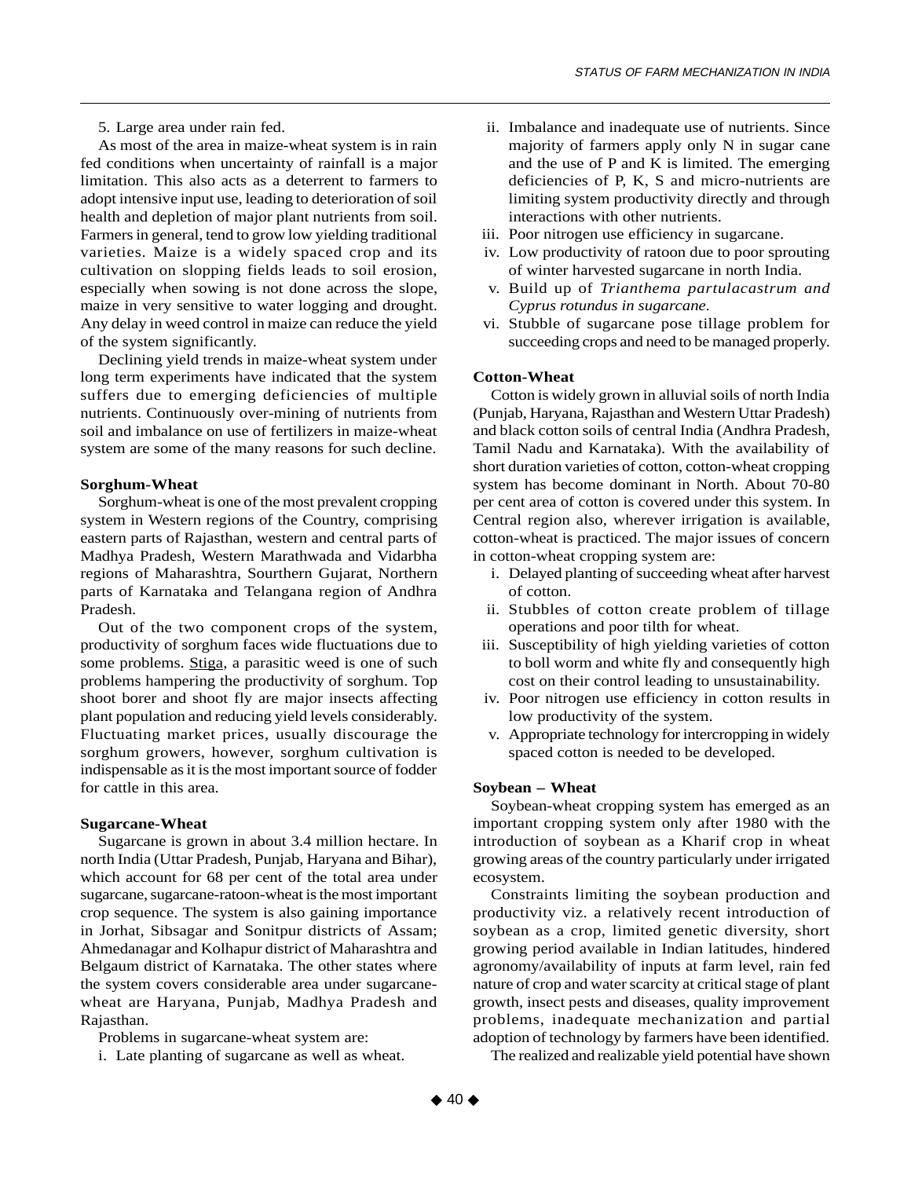5. Large area under rain fed.

As most of the area in maize-wheat system is in rain fed conditions when uncertainty of rainfall is a major limitation. This also acts as a deterrent to farmers to adopt intensive input use, leading to deterioration of soil health and depletion of major plant nutrients from soil. Farmers in general, tend to grow low yielding traditional varieties. Maize is a widely spaced crop and its cultivation on slopping fields leads to soil erosion, especially when sowing is not done across the slope, maize in very sensitive to water logging and drought. Any delay in weed control in maize can reduce the yield of the system significantly.

Declining yield trends in maize-wheat system under long term experiments have indicated that the system suffers due to emerging deficiencies of multiple nutrients. Continuously over-mining of nutrients from soil and imbalance on use of fertilizers in maize-wheat system are some of the many reasons for such decline.

**Sorghum-Wheat**

Sorghum-wheat is one of the most prevalent cropping system in Western regions of the Country, comprising eastern parts of Rajasthan, western and central parts of Madhya Pradesh, Western Marathwada and Vidarbha regions of Maharashtra, Sourthern Gujarat, Northern parts of Karnataka and Telangana region of Andhra Pradesh.

Out of the two component crops of the system, productivity of sorghum faces wide fluctuations due to some problems. Stiga, a parasitic weed is one of such problems hampering the productivity of sorghum. Top shoot borer and shoot fly are major insects affecting plant population and reducing yield levels considerably. Fluctuating market prices, usually discourage the sorghum growers, however, sorghum cultivation is indispensable as it is the most important source of fodder for cattle in this area.

**Sugarcane-Wheat**

Sugarcane is grown in about 3.4 million hectare. In north India (Uttar Pradesh, Punjab, Haryana and Bihar), which account for 68 per cent of the total area under sugarcane, sugarcane-ratoon-wheat is the most important crop sequence. The system is also gaining importance in Jorhat, Sibsagar and Sonitpur districts of Assam; Ahmedanagar and Kolhapur district of Maharashtra and Belgaum district of Karnataka. The other states where the system covers considerable area under sugarcane-wheat are Haryana, Punjab, Madhya Pradesh and Rajasthan.

Problems in sugarcane-wheat system are:

i. Late planting of sugarcane as well as wheat.
ii. Imbalance and inadequate use of nutrients. Since majority of farmers apply only N in sugar cane and the use of P and K is limited. The emerging deficiencies of P, K, S and micro-nutrients are limiting system productivity directly and through interactions with other nutrients.
iii. Poor nitrogen use efficiency in sugarcane.
iv. Low productivity of ratoon due to poor sprouting of winter harvested sugarcane in north India.
v. Build up of *Trianthema partulacastrum and Cyprus rotundus in sugarcane.*
vi. Stubble of sugarcane pose tillage problem for succeeding crops and need to be managed properly.

**Cotton-Wheat**

Cotton is widely grown in alluvial soils of north India (Punjab, Haryana, Rajasthan and Western Uttar Pradesh) and black cotton soils of central India (Andhra Pradesh, Tamil Nadu and Karnataka). With the availability of short duration varieties of cotton, cotton-wheat cropping system has become dominant in North. About 70-80 per cent area of cotton is covered under this system. In Central region also, wherever irrigation is available, cotton-wheat is practiced. The major issues of concern in cotton-wheat cropping system are:

i. Delayed planting of succeeding wheat after harvest of cotton.
ii. Stubbles of cotton create problem of tillage operations and poor tilth for wheat.
iii. Susceptibility of high yielding varieties of cotton to boll worm and white fly and consequently high cost on their control leading to unsustainability.
iv. Poor nitrogen use efficiency in cotton results in low productivity of the system.
v. Appropriate technology for intercropping in widely spaced cotton is needed to be developed.

**Soybean – Wheat**

Soybean-wheat cropping system has emerged as an important cropping system only after 1980 with the introduction of soybean as a Kharif crop in wheat growing areas of the country particularly under irrigated ecosystem.

Constraints limiting the soybean production and productivity viz. a relatively recent introduction of soybean as a crop, limited genetic diversity, short growing period available in Indian latitudes, hindered agronomy/availability of inputs at farm level, rain fed nature of crop and water scarcity at critical stage of plant growth, insect pests and diseases, quality improvement problems, inadequate mechanization and partial adoption of technology by farmers have been identified.

The realized and realizable yield potential have shown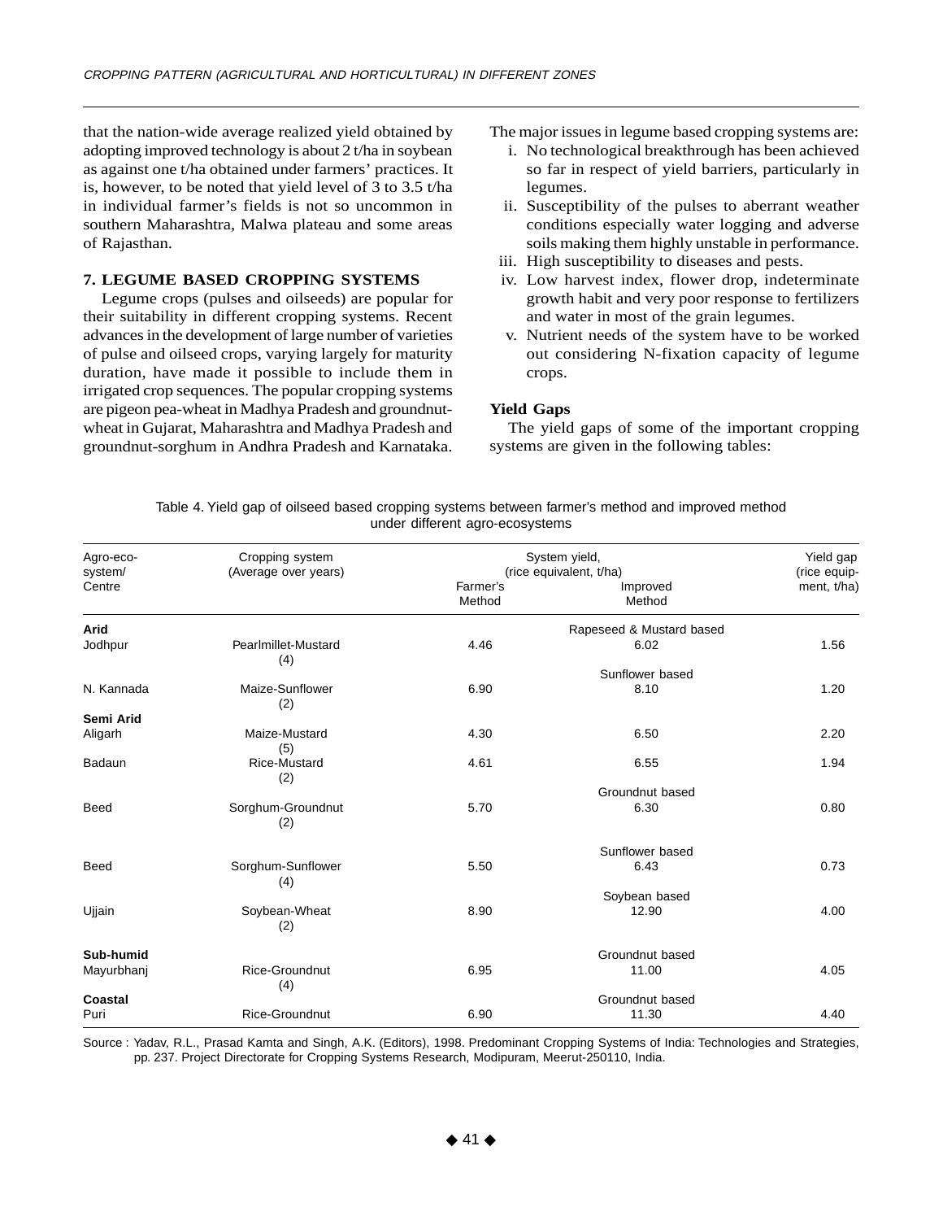that the nation-wide average realized yield obtained by adopting improved technology is about 2 t/ha in soybean as against one t/ha obtained under farmers' practices. It is, however, to be noted that yield level of 3 to 3.5 t/ha in individual farmer's fields is not so uncommon in southern Maharashtra, Malwa plateau and some areas of Rajasthan.

## 7. LEGUME BASED CROPPING SYSTEMS

Legume crops (pulses and oilseeds) are popular for their suitability in different cropping systems. Recent advances in the development of large number of varieties of pulse and oilseed crops, varying largely for maturity duration, have made it possible to include them in irrigated crop sequences. The popular cropping systems are pigeon pea-wheat in Madhya Pradesh and groundnut-wheat in Gujarat, Maharashtra and Madhya Pradesh and groundnut-sorghum in Andhra Pradesh and Karnataka.

The major issues in legume based cropping systems are:

i. No technological breakthrough has been achieved so far in respect of yield barriers, particularly in legumes.

ii. Susceptibility of the pulses to aberrant weather conditions especially water logging and adverse soils making them highly unstable in performance.

iii. High susceptibility to diseases and pests.

iv. Low harvest index, flower drop, indeterminate growth habit and very poor response to fertilizers and water in most of the grain legumes.

v. Nutrient needs of the system have to be worked out considering N-fixation capacity of legume crops.

### Yield Gaps

The yield gaps of some of the important cropping systems are given in the following tables:

Table 4. Yield gap of oilseed based cropping systems between farmer's method and improved method under different agro-ecosystems

| Agro-eco-system/ Centre | Cropping system (Average over years) | System yield, (rice equivalent, t/ha) | | Yield gap (rice equip-ment, t/ha) |
|---|---|---|---|---|
| | | Farmer's Method | Improved Method | |
| **Arid** | | | Rapeseed & Mustard based | |
| Jodhpur | Pearlmillet-Mustard (4) | 4.46 | 6.02 | 1.56 |
| | | | Sunflower based | |
| N. Kannada | Maize-Sunflower (2) | 6.90 | 8.10 | 1.20 |
| **Semi Arid** | | | | |
| Aligarh | Maize-Mustard (5) | 4.30 | 6.50 | 2.20 |
| Badaun | Rice-Mustard (2) | 4.61 | 6.55 | 1.94 |
| | | | Groundnut based | |
| Beed | Sorghum-Groundnut (2) | 5.70 | 6.30 | 0.80 |
| | | | Sunflower based | |
| Beed | Sorghum-Sunflower (4) | 5.50 | 6.43 | 0.73 |
| | | | Soybean based | |
| Ujjain | Soybean-Wheat (2) | 8.90 | 12.90 | 4.00 |
| **Sub-humid** | | | Groundnut based | |
| Mayurbhanj | Rice-Groundnut (4) | 6.95 | 11.00 | 4.05 |
| **Coastal** | | | Groundnut based | |
| Puri | Rice-Groundnut | 6.90 | 11.30 | 4.40 |

Source : Yadav, R.L., Prasad Kamta and Singh, A.K. (Editors), 1998. Predominant Cropping Systems of India: Technologies and Strategies, pp. 237. Project Directorate for Cropping Systems Research, Modipuram, Meerut-250110, India.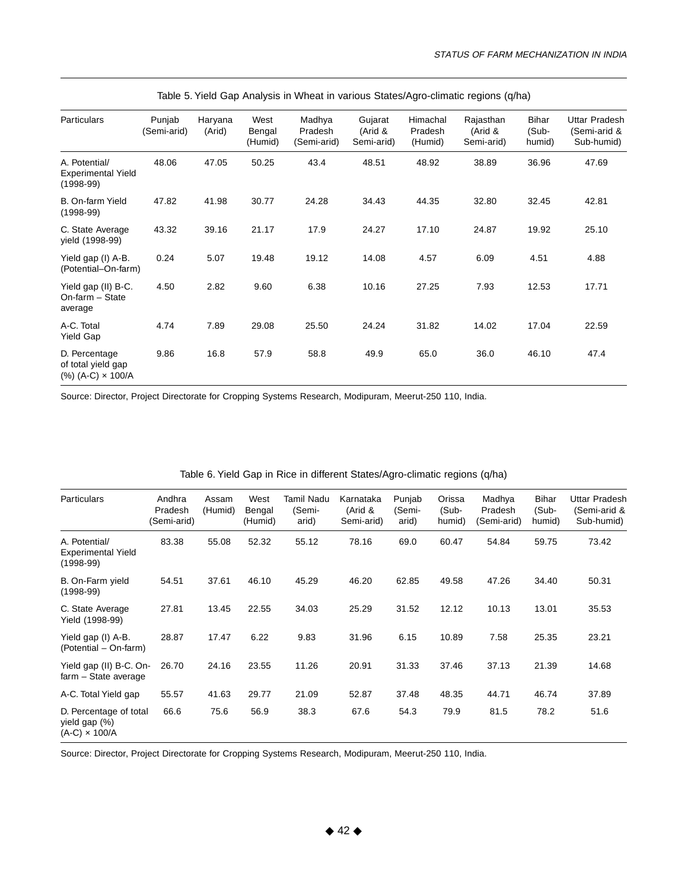Table 5. Yield Gap Analysis in Wheat in various States/Agro-climatic regions (q/ha)

| Particulars | Punjab (Semi-arid) | Haryana (Arid) | West Bengal (Humid) | Madhya Pradesh (Semi-arid) | Gujarat (Arid & Semi-arid) | Himachal Pradesh (Humid) | Rajasthan (Arid & Semi-arid) | Bihar (Sub-humid) | Uttar Pradesh (Semi-arid & Sub-humid) |
|---|---|---|---|---|---|---|---|---|---|
| A. Potential/ Experimental Yield (1998-99) | 48.06 | 47.05 | 50.25 | 43.4 | 48.51 | 48.92 | 38.89 | 36.96 | 47.69 |
| B. On-farm Yield (1998-99) | 47.82 | 41.98 | 30.77 | 24.28 | 34.43 | 44.35 | 32.80 | 32.45 | 42.81 |
| C. State Average yield (1998-99) | 43.32 | 39.16 | 21.17 | 17.9 | 24.27 | 17.10 | 24.87 | 19.92 | 25.10 |
| Yield gap (I) A-B. (Potential–On-farm) | 0.24 | 5.07 | 19.48 | 19.12 | 14.08 | 4.57 | 6.09 | 4.51 | 4.88 |
| Yield gap (II) B-C. On-farm – State average | 4.50 | 2.82 | 9.60 | 6.38 | 10.16 | 27.25 | 7.93 | 12.53 | 17.71 |
| A-C. Total Yield Gap | 4.74 | 7.89 | 29.08 | 25.50 | 24.24 | 31.82 | 14.02 | 17.04 | 22.59 |
| D. Percentage of total yield gap (%) (A-C) × 100/A | 9.86 | 16.8 | 57.9 | 58.8 | 49.9 | 65.0 | 36.0 | 46.10 | 47.4 |

Source: Director, Project Directorate for Cropping Systems Research, Modipuram, Meerut-250 110, India.

Table 6. Yield Gap in Rice in different States/Agro-climatic regions (q/ha)

| Particulars | Andhra Pradesh (Semi-arid) | Assam (Humid) | West Bengal (Humid) | Tamil Nadu (Semi-arid) | Karnataka (Arid & Semi-arid) | Punjab (Semi-arid) | Orissa (Sub-humid) | Madhya Pradesh (Semi-arid) | Bihar (Sub-humid) | Uttar Pradesh (Semi-arid & Sub-humid) |
|---|---|---|---|---|---|---|---|---|---|---|
| A. Potential/ Experimental Yield (1998-99) | 83.38 | 55.08 | 52.32 | 55.12 | 78.16 | 69.0 | 60.47 | 54.84 | 59.75 | 73.42 |
| B. On-Farm yield (1998-99) | 54.51 | 37.61 | 46.10 | 45.29 | 46.20 | 62.85 | 49.58 | 47.26 | 34.40 | 50.31 |
| C. State Average Yield (1998-99) | 27.81 | 13.45 | 22.55 | 34.03 | 25.29 | 31.52 | 12.12 | 10.13 | 13.01 | 35.53 |
| Yield gap (I) A-B. (Potential – On-farm) | 28.87 | 17.47 | 6.22 | 9.83 | 31.96 | 6.15 | 10.89 | 7.58 | 25.35 | 23.21 |
| Yield gap (II) B-C. On-farm – State average | 26.70 | 24.16 | 23.55 | 11.26 | 20.91 | 31.33 | 37.46 | 37.13 | 21.39 | 14.68 |
| A-C. Total Yield gap | 55.57 | 41.63 | 29.77 | 21.09 | 52.87 | 37.48 | 48.35 | 44.71 | 46.74 | 37.89 |
| D. Percentage of total yield gap (%) (A-C) × 100/A | 66.6 | 75.6 | 56.9 | 38.3 | 67.6 | 54.3 | 79.9 | 81.5 | 78.2 | 51.6 |

Source: Director, Project Directorate for Cropping Systems Research, Modipuram, Meerut-250 110, India.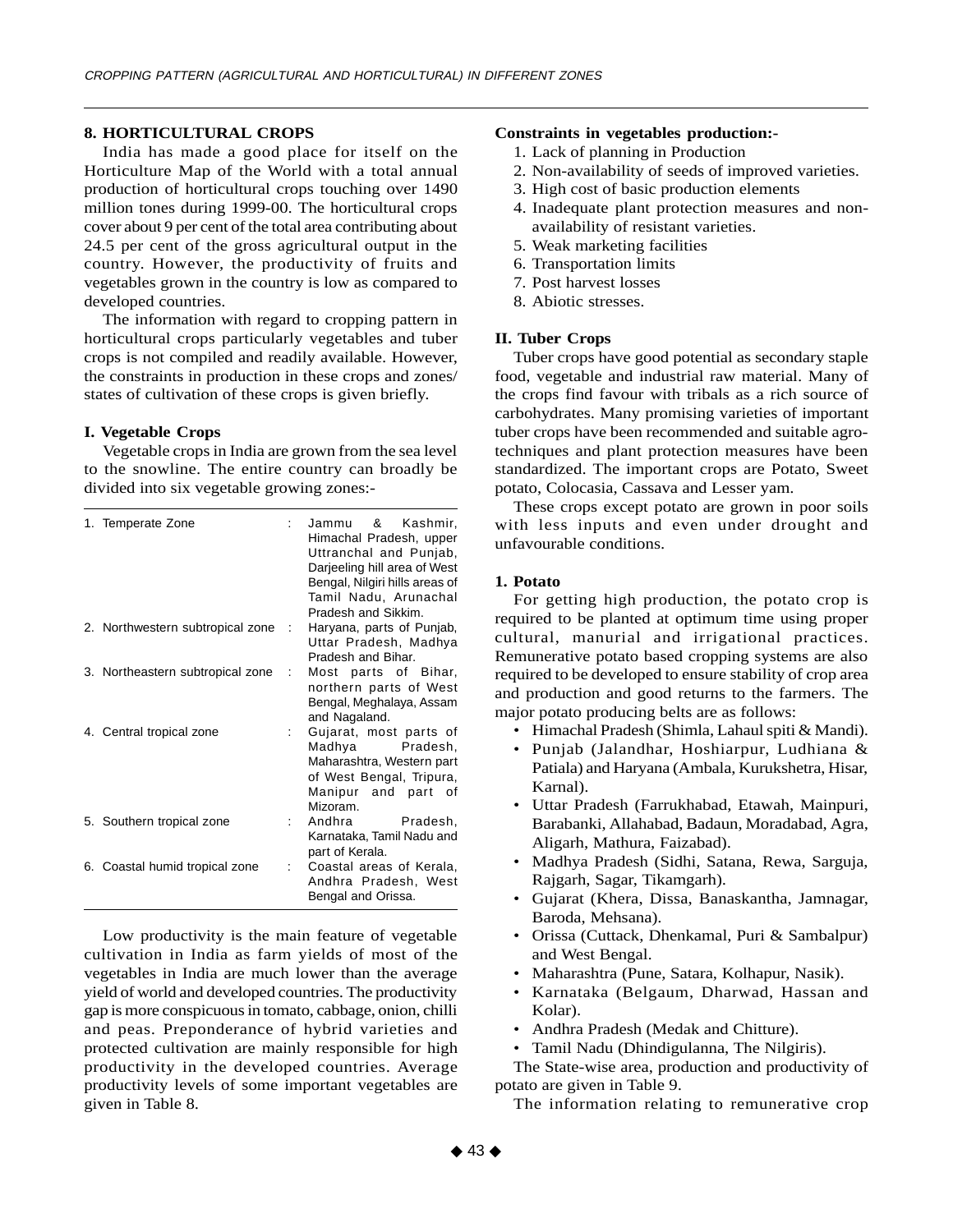## 8. HORTICULTURAL CROPS

India has made a good place for itself on the Horticulture Map of the World with a total annual production of horticultural crops touching over 1490 million tones during 1999-00. The horticultural crops cover about 9 per cent of the total area contributing about 24.5 per cent of the gross agricultural output in the country. However, the productivity of fruits and vegetables grown in the country is low as compared to developed countries.

The information with regard to cropping pattern in horticultural crops particularly vegetables and tuber crops is not compiled and readily available. However, the constraints in production in these crops and zones/ states of cultivation of these crops is given briefly.

### I. Vegetable Crops

Vegetable crops in India are grown from the sea level to the snowline. The entire country can broadly be divided into six vegetable growing zones:-

| Zone | | States/Areas |
|---|---|---|
| 1. Temperate Zone | : | Jammu & Kashmir, Himachal Pradesh, upper Uttranchal and Punjab, Darjeeling hill area of West Bengal, Nilgiri hills areas of Tamil Nadu, Arunachal Pradesh and Sikkim. |
| 2. Northwestern subtropical zone | : | Haryana, parts of Punjab, Uttar Pradesh, Madhya Pradesh and Bihar. |
| 3. Northeastern subtropical zone | : | Most parts of Bihar, northern parts of West Bengal, Meghalaya, Assam and Nagaland. |
| 4. Central tropical zone | : | Gujarat, most parts of Madhya Pradesh, Maharashtra, Western part of West Bengal, Tripura, Manipur and part of Mizoram. |
| 5. Southern tropical zone | : | Andhra Pradesh, Karnataka, Tamil Nadu and part of Kerala. |
| 6. Coastal humid tropical zone | : | Coastal areas of Kerala, Andhra Pradesh, West Bengal and Orissa. |

Low productivity is the main feature of vegetable cultivation in India as farm yields of most of the vegetables in India are much lower than the average yield of world and developed countries. The productivity gap is more conspicuous in tomato, cabbage, onion, chilli and peas. Preponderance of hybrid varieties and protected cultivation are mainly responsible for high productivity in the developed countries. Average productivity levels of some important vegetables are given in Table 8.

**Constraints in vegetables production:-**

1. Lack of planning in Production
2. Non-availability of seeds of improved varieties.
3. High cost of basic production elements
4. Inadequate plant protection measures and non-availability of resistant varieties.
5. Weak marketing facilities
6. Transportation limits
7. Post harvest losses
8. Abiotic stresses.

### II. Tuber Crops

Tuber crops have good potential as secondary staple food, vegetable and industrial raw material. Many of the crops find favour with tribals as a rich source of carbohydrates. Many promising varieties of important tuber crops have been recommended and suitable agro-techniques and plant protection measures have been standardized. The important crops are Potato, Sweet potato, Colocasia, Cassava and Lesser yam.

These crops except potato are grown in poor soils with less inputs and even under drought and unfavourable conditions.

#### 1. Potato

For getting high production, the potato crop is required to be planted at optimum time using proper cultural, manurial and irrigational practices. Remunerative potato based cropping systems are also required to be developed to ensure stability of crop area and production and good returns to the farmers. The major potato producing belts are as follows:

- Himachal Pradesh (Shimla, Lahaul spiti & Mandi).
- Punjab (Jalandhar, Hoshiarpur, Ludhiana & Patiala) and Haryana (Ambala, Kurukshetra, Hisar, Karnal).
- Uttar Pradesh (Farrukhabad, Etawah, Mainpuri, Barabanki, Allahabad, Badaun, Moradabad, Agra, Aligarh, Mathura, Faizabad).
- Madhya Pradesh (Sidhi, Satana, Rewa, Sarguja, Rajgarh, Sagar, Tikamgarh).
- Gujarat (Khera, Dissa, Banaskantha, Jamnagar, Baroda, Mehsana).
- Orissa (Cuttack, Dhenkamal, Puri & Sambalpur) and West Bengal.
- Maharashtra (Pune, Satara, Kolhapur, Nasik).
- Karnataka (Belgaum, Dharwad, Hassan and Kolar).
- Andhra Pradesh (Medak and Chitture).
- Tamil Nadu (Dhindigulanna, The Nilgiris).

The State-wise area, production and productivity of potato are given in Table 9.

The information relating to remunerative crop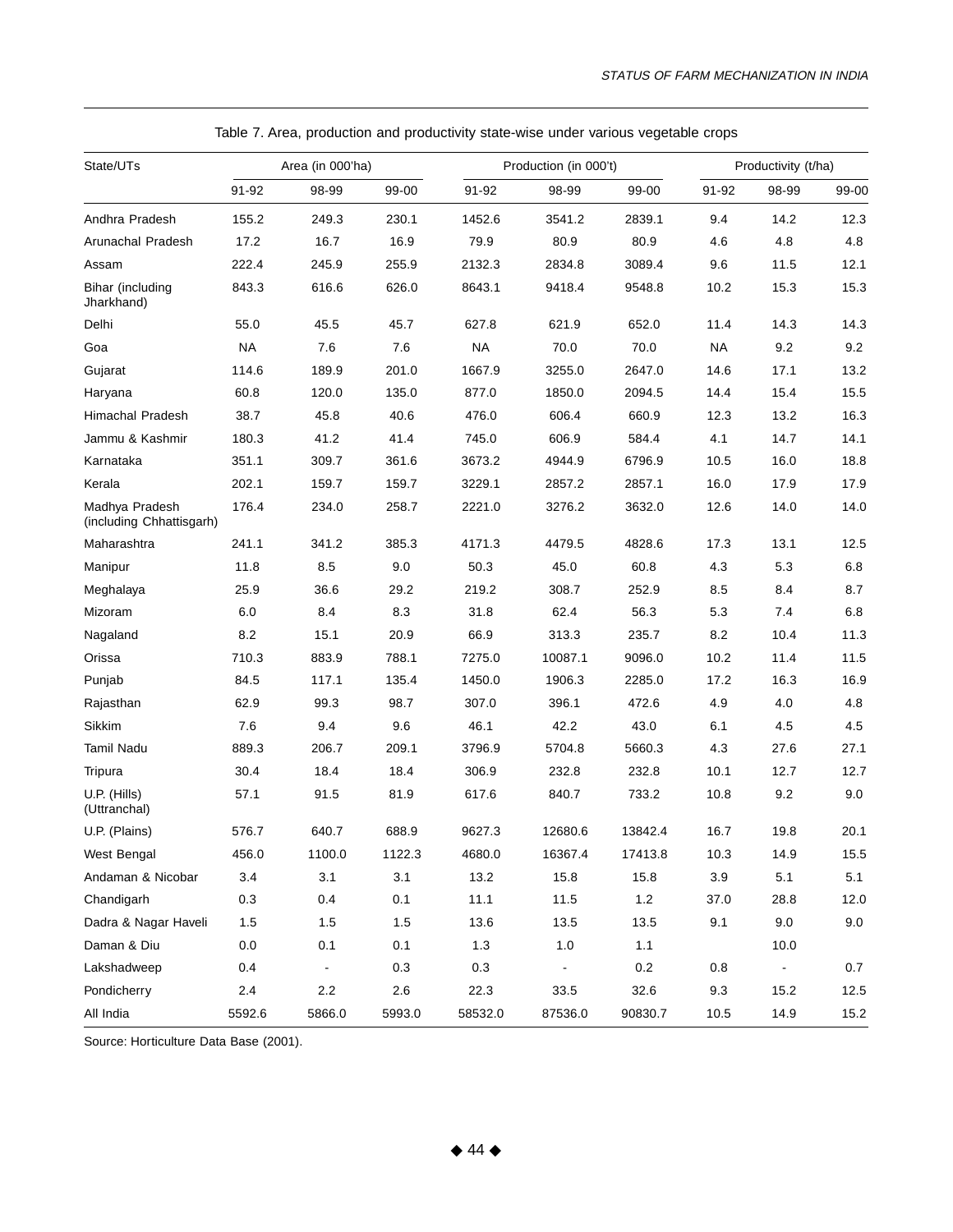Table 7. Area, production and productivity state-wise under various vegetable crops

| State/UTs | Area (in 000'ha) | | | Production (in 000't) | | | Productivity (t/ha) | | |
|---|---|---|---|---|---|---|---|---|---|
| | 91-92 | 98-99 | 99-00 | 91-92 | 98-99 | 99-00 | 91-92 | 98-99 | 99-00 |
| Andhra Pradesh | 155.2 | 249.3 | 230.1 | 1452.6 | 3541.2 | 2839.1 | 9.4 | 14.2 | 12.3 |
| Arunachal Pradesh | 17.2 | 16.7 | 16.9 | 79.9 | 80.9 | 80.9 | 4.6 | 4.8 | 4.8 |
| Assam | 222.4 | 245.9 | 255.9 | 2132.3 | 2834.8 | 3089.4 | 9.6 | 11.5 | 12.1 |
| Bihar (including Jharkhand) | 843.3 | 616.6 | 626.0 | 8643.1 | 9418.4 | 9548.8 | 10.2 | 15.3 | 15.3 |
| Delhi | 55.0 | 45.5 | 45.7 | 627.8 | 621.9 | 652.0 | 11.4 | 14.3 | 14.3 |
| Goa | NA | 7.6 | 7.6 | NA | 70.0 | 70.0 | NA | 9.2 | 9.2 |
| Gujarat | 114.6 | 189.9 | 201.0 | 1667.9 | 3255.0 | 2647.0 | 14.6 | 17.1 | 13.2 |
| Haryana | 60.8 | 120.0 | 135.0 | 877.0 | 1850.0 | 2094.5 | 14.4 | 15.4 | 15.5 |
| Himachal Pradesh | 38.7 | 45.8 | 40.6 | 476.0 | 606.4 | 660.9 | 12.3 | 13.2 | 16.3 |
| Jammu & Kashmir | 180.3 | 41.2 | 41.4 | 745.0 | 606.9 | 584.4 | 4.1 | 14.7 | 14.1 |
| Karnataka | 351.1 | 309.7 | 361.6 | 3673.2 | 4944.9 | 6796.9 | 10.5 | 16.0 | 18.8 |
| Kerala | 202.1 | 159.7 | 159.7 | 3229.1 | 2857.2 | 2857.1 | 16.0 | 17.9 | 17.9 |
| Madhya Pradesh (including Chhattisgarh) | 176.4 | 234.0 | 258.7 | 2221.0 | 3276.2 | 3632.0 | 12.6 | 14.0 | 14.0 |
| Maharashtra | 241.1 | 341.2 | 385.3 | 4171.3 | 4479.5 | 4828.6 | 17.3 | 13.1 | 12.5 |
| Manipur | 11.8 | 8.5 | 9.0 | 50.3 | 45.0 | 60.8 | 4.3 | 5.3 | 6.8 |
| Meghalaya | 25.9 | 36.6 | 29.2 | 219.2 | 308.7 | 252.9 | 8.5 | 8.4 | 8.7 |
| Mizoram | 6.0 | 8.4 | 8.3 | 31.8 | 62.4 | 56.3 | 5.3 | 7.4 | 6.8 |
| Nagaland | 8.2 | 15.1 | 20.9 | 66.9 | 313.3 | 235.7 | 8.2 | 10.4 | 11.3 |
| Orissa | 710.3 | 883.9 | 788.1 | 7275.0 | 10087.1 | 9096.0 | 10.2 | 11.4 | 11.5 |
| Punjab | 84.5 | 117.1 | 135.4 | 1450.0 | 1906.3 | 2285.0 | 17.2 | 16.3 | 16.9 |
| Rajasthan | 62.9 | 99.3 | 98.7 | 307.0 | 396.1 | 472.6 | 4.9 | 4.0 | 4.8 |
| Sikkim | 7.6 | 9.4 | 9.6 | 46.1 | 42.2 | 43.0 | 6.1 | 4.5 | 4.5 |
| Tamil Nadu | 889.3 | 206.7 | 209.1 | 3796.9 | 5704.8 | 5660.3 | 4.3 | 27.6 | 27.1 |
| Tripura | 30.4 | 18.4 | 18.4 | 306.9 | 232.8 | 232.8 | 10.1 | 12.7 | 12.7 |
| U.P. (Hills) (Uttranchal) | 57.1 | 91.5 | 81.9 | 617.6 | 840.7 | 733.2 | 10.8 | 9.2 | 9.0 |
| U.P. (Plains) | 576.7 | 640.7 | 688.9 | 9627.3 | 12680.6 | 13842.4 | 16.7 | 19.8 | 20.1 |
| West Bengal | 456.0 | 1100.0 | 1122.3 | 4680.0 | 16367.4 | 17413.8 | 10.3 | 14.9 | 15.5 |
| Andaman & Nicobar | 3.4 | 3.1 | 3.1 | 13.2 | 15.8 | 15.8 | 3.9 | 5.1 | 5.1 |
| Chandigarh | 0.3 | 0.4 | 0.1 | 11.1 | 11.5 | 1.2 | 37.0 | 28.8 | 12.0 |
| Dadra & Nagar Haveli | 1.5 | 1.5 | 1.5 | 13.6 | 13.5 | 13.5 | 9.1 | 9.0 | 9.0 |
| Daman & Diu | 0.0 | 0.1 | 0.1 | 1.3 | 1.0 | 1.1 | | 10.0 | |
| Lakshadweep | 0.4 | - | 0.3 | 0.3 | - | 0.2 | 0.8 | - | 0.7 |
| Pondicherry | 2.4 | 2.2 | 2.6 | 22.3 | 33.5 | 32.6 | 9.3 | 15.2 | 12.5 |
| All India | 5592.6 | 5866.0 | 5993.0 | 58532.0 | 87536.0 | 90830.7 | 10.5 | 14.9 | 15.2 |

Source: Horticulture Data Base (2001).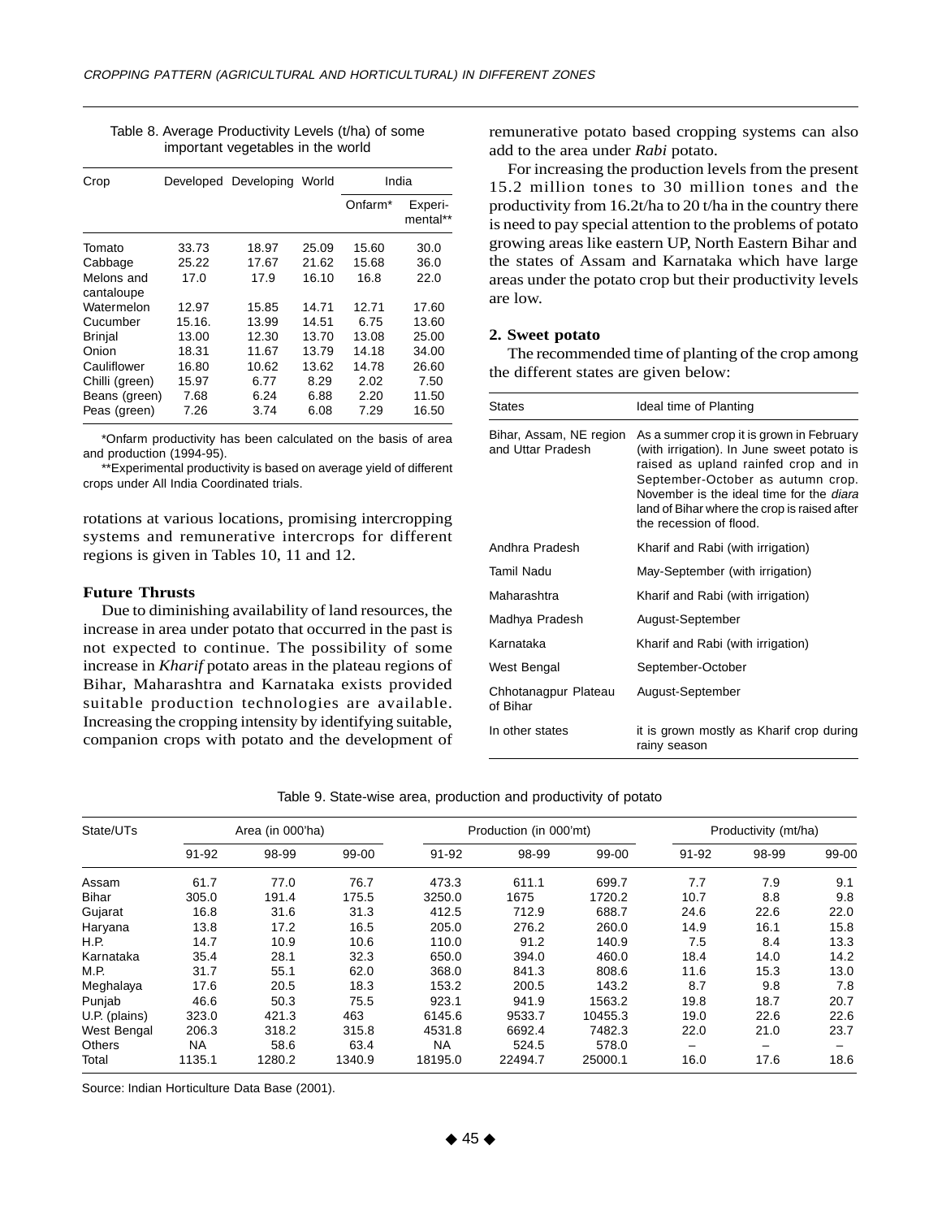Table 8. Average Productivity Levels (t/ha) of some important vegetables in the world

| Crop | Developed | Developing | World | India | |
|---|---|---|---|---|---|
| | | | | Onfarm* | Experi-mental** |
| Tomato | 33.73 | 18.97 | 25.09 | 15.60 | 30.0 |
| Cabbage | 25.22 | 17.67 | 21.62 | 15.68 | 36.0 |
| Melons and cantaloupe | 17.0 | 17.9 | 16.10 | 16.8 | 22.0 |
| Watermelon | 12.97 | 15.85 | 14.71 | 12.71 | 17.60 |
| Cucumber | 15.16. | 13.99 | 14.51 | 6.75 | 13.60 |
| Brinjal | 13.00 | 12.30 | 13.70 | 13.08 | 25.00 |
| Onion | 18.31 | 11.67 | 13.79 | 14.18 | 34.00 |
| Cauliflower | 16.80 | 10.62 | 13.62 | 14.78 | 26.60 |
| Chilli (green) | 15.97 | 6.77 | 8.29 | 2.02 | 7.50 |
| Beans (green) | 7.68 | 6.24 | 6.88 | 2.20 | 11.50 |
| Peas (green) | 7.26 | 3.74 | 6.08 | 7.29 | 16.50 |

*Onfarm productivity has been calculated on the basis of area and production (1994-95).

**Experimental productivity is based on average yield of different crops under All India Coordinated trials.

rotations at various locations, promising intercropping systems and remunerative intercrops for different regions is given in Tables 10, 11 and 12.

**Future Thrusts**

Due to diminishing availability of land resources, the increase in area under potato that occurred in the past is not expected to continue. The possibility of some increase in *Kharif* potato areas in the plateau regions of Bihar, Maharashtra and Karnataka exists provided suitable production technologies are available. Increasing the cropping intensity by identifying suitable, companion crops with potato and the development of remunerative potato based cropping systems can also add to the area under *Rabi* potato.

For increasing the production levels from the present 15.2 million tones to 30 million tones and the productivity from 16.2t/ha to 20 t/ha in the country there is need to pay special attention to the problems of potato growing areas like eastern UP, North Eastern Bihar and the states of Assam and Karnataka which have large areas under the potato crop but their productivity levels are low.

**2. Sweet potato**

The recommended time of planting of the crop among the different states are given below:

| States | Ideal time of Planting |
|---|---|
| Bihar, Assam, NE region and Uttar Pradesh | As a summer crop it is grown in February (with irrigation). In June sweet potato is raised as upland rainfed crop and in September-October as autumn crop. November is the ideal time for the *diara* land of Bihar where the crop is raised after the recession of flood. |
| Andhra Pradesh | Kharif and Rabi (with irrigation) |
| Tamil Nadu | May-September (with irrigation) |
| Maharashtra | Kharif and Rabi (with irrigation) |
| Madhya Pradesh | August-September |
| Karnataka | Kharif and Rabi (with irrigation) |
| West Bengal | September-October |
| Chhotanagpur Plateau of Bihar | August-September |
| In other states | it is grown mostly as Kharif crop during rainy season |

Table 9. State-wise area, production and productivity of potato

| State/UTs | Area (in 000'ha) | | | Production (in 000'mt) | | | Productivity (mt/ha) | | |
|---|---|---|---|---|---|---|---|---|---|
| | 91-92 | 98-99 | 99-00 | 91-92 | 98-99 | 99-00 | 91-92 | 98-99 | 99-00 |
| Assam | 61.7 | 77.0 | 76.7 | 473.3 | 611.1 | 699.7 | 7.7 | 7.9 | 9.1 |
| Bihar | 305.0 | 191.4 | 175.5 | 3250.0 | 1675 | 1720.2 | 10.7 | 8.8 | 9.8 |
| Gujarat | 16.8 | 31.6 | 31.3 | 412.5 | 712.9 | 688.7 | 24.6 | 22.6 | 22.0 |
| Haryana | 13.8 | 17.2 | 16.5 | 205.0 | 276.2 | 260.0 | 14.9 | 16.1 | 15.8 |
| H.P. | 14.7 | 10.9 | 10.6 | 110.0 | 91.2 | 140.9 | 7.5 | 8.4 | 13.3 |
| Karnataka | 35.4 | 28.1 | 32.3 | 650.0 | 394.0 | 460.0 | 18.4 | 14.0 | 14.2 |
| M.P. | 31.7 | 55.1 | 62.0 | 368.0 | 841.3 | 808.6 | 11.6 | 15.3 | 13.0 |
| Meghalaya | 17.6 | 20.5 | 18.3 | 153.2 | 200.5 | 143.2 | 8.7 | 9.8 | 7.8 |
| Punjab | 46.6 | 50.3 | 75.5 | 923.1 | 941.9 | 1563.2 | 19.8 | 18.7 | 20.7 |
| U.P. (plains) | 323.0 | 421.3 | 463 | 6145.6 | 9533.7 | 10455.3 | 19.0 | 22.6 | 22.6 |
| West Bengal | 206.3 | 318.2 | 315.8 | 4531.8 | 6692.4 | 7482.3 | 22.0 | 21.0 | 23.7 |
| Others | NA | 58.6 | 63.4 | NA | 524.5 | 578.0 | – | – | – |
| Total | 1135.1 | 1280.2 | 1340.9 | 18195.0 | 22494.7 | 25000.1 | 16.0 | 17.6 | 18.6 |

Source: Indian Horticulture Data Base (2001).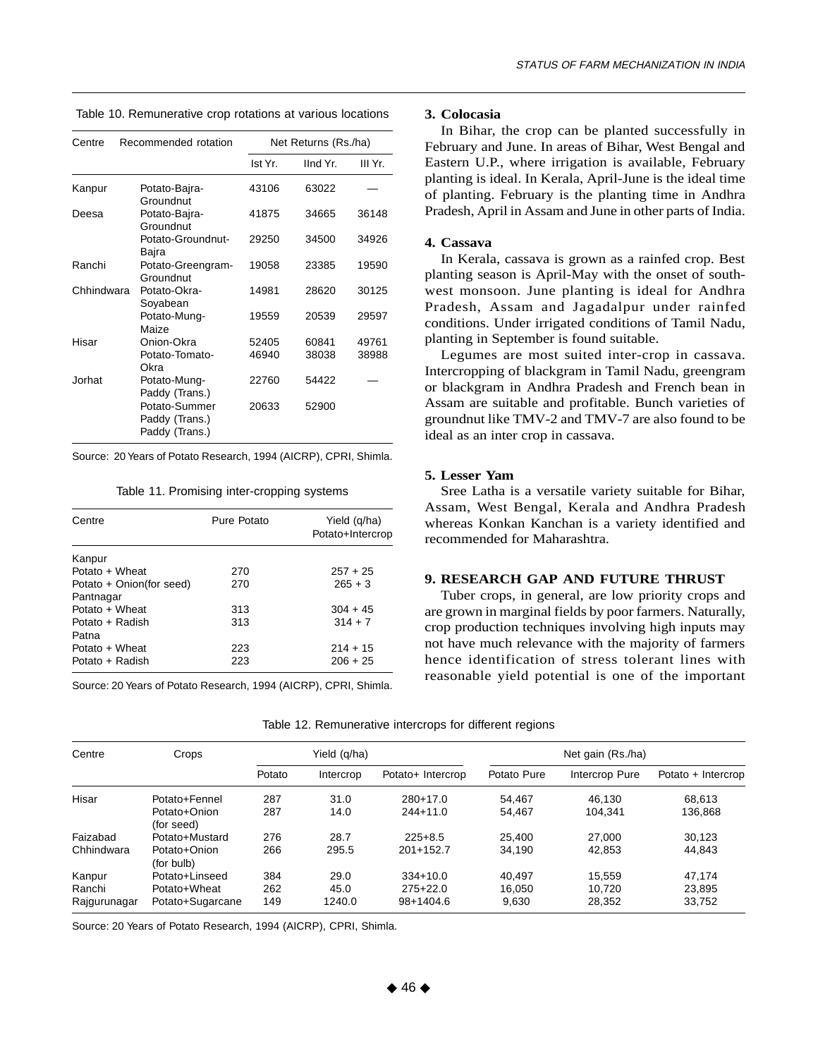Table 10. Remunerative crop rotations at various locations

| Centre | Recommended rotation | Net Returns (Rs./ha) | | |
|---|---|---|---|---|
| | | Ist Yr. | IInd Yr. | III Yr. |
| Kanpur | Potato-Bajra-Groundnut | 43106 | 63022 | — |
| Deesa | Potato-Bajra-Groundnut | 41875 | 34665 | 36148 |
| | Potato-Groundnut-Bajra | 29250 | 34500 | 34926 |
| Ranchi | Potato-Greengram-Groundnut | 19058 | 23385 | 19590 |
| Chhindwara | Potato-Okra-Soyabean | 14981 | 28620 | 30125 |
| | Potato-Mung-Maize | 19559 | 20539 | 29597 |
| Hisar | Onion-Okra | 52405 | 60841 | 49761 |
| | Potato-Tomato-Okra | 46940 | 38038 | 38988 |
| Jorhat | Potato-Mung-Paddy (Trans.) | 22760 | 54422 | — |
| | Potato-Summer Paddy (Trans.) Paddy (Trans.) | 20633 | 52900 | |

Source: 20 Years of Potato Research, 1994 (AICRP), CPRI, Shimla.

Table 11. Promising inter-cropping systems

| Centre | Pure Potato | Yield (q/ha) Potato+Intercrop |
|---|---|---|
| Kanpur | | |
| Potato + Wheat | 270 | 257 + 25 |
| Potato + Onion(for seed) | 270 | 265 + 3 |
| Pantnagar | | |
| Potato + Wheat | 313 | 304 + 45 |
| Potato + Radish | 313 | 314 + 7 |
| Patna | | |
| Potato + Wheat | 223 | 214 + 15 |
| Potato + Radish | 223 | 206 + 25 |

Source: 20 Years of Potato Research, 1994 (AICRP), CPRI, Shimla.

**3. Colocasia**

In Bihar, the crop can be planted successfully in February and June. In areas of Bihar, West Bengal and Eastern U.P., where irrigation is available, February planting is ideal. In Kerala, April-June is the ideal time of planting. February is the planting time in Andhra Pradesh, April in Assam and June in other parts of India.

**4. Cassava**

In Kerala, cassava is grown as a rainfed crop. Best planting season is April-May with the onset of south-west monsoon. June planting is ideal for Andhra Pradesh, Assam and Jagadalpur under rainfed conditions. Under irrigated conditions of Tamil Nadu, planting in September is found suitable.

Legumes are most suited inter-crop in cassava. Intercropping of blackgram in Tamil Nadu, greengram or blackgram in Andhra Pradesh and French bean in Assam are suitable and profitable. Bunch varieties of groundnut like TMV-2 and TMV-7 are also found to be ideal as an inter crop in cassava.

**5. Lesser Yam**

Sree Latha is a versatile variety suitable for Bihar, Assam, West Bengal, Kerala and Andhra Pradesh whereas Konkan Kanchan is a variety identified and recommended for Maharashtra.

## 9. RESEARCH GAP AND FUTURE THRUST

Tuber crops, in general, are low priority crops and are grown in marginal fields by poor farmers. Naturally, crop production techniques involving high inputs may not have much relevance with the majority of farmers hence identification of stress tolerant lines with reasonable yield potential is one of the important

Table 12. Remunerative intercrops for different regions

| Centre | Crops | Yield (q/ha) | | | Net gain (Rs./ha) | | |
|---|---|---|---|---|---|---|---|
| | | Potato | Intercrop | Potato+ Intercrop | Potato Pure | Intercrop Pure | Potato + Intercrop |
| Hisar | Potato+Fennel | 287 | 31.0 | 280+17.0 | 54,467 | 46,130 | 68,613 |
| | Potato+Onion (for seed) | 287 | 14.0 | 244+11.0 | 54,467 | 104,341 | 136,868 |
| Faizabad | Potato+Mustard | 276 | 28.7 | 225+8.5 | 25,400 | 27,000 | 30,123 |
| Chhindwara | Potato+Onion (for bulb) | 266 | 295.5 | 201+152.7 | 34,190 | 42,853 | 44,843 |
| Kanpur | Potato+Linseed | 384 | 29.0 | 334+10.0 | 40,497 | 15,559 | 47,174 |
| Ranchi | Potato+Wheat | 262 | 45.0 | 275+22.0 | 16,050 | 10,720 | 23,895 |
| Rajgurunagar | Potato+Sugarcane | 149 | 1240.0 | 98+1404.6 | 9,630 | 28,352 | 33,752 |

Source: 20 Years of Potato Research, 1994 (AICRP), CPRI, Shimla.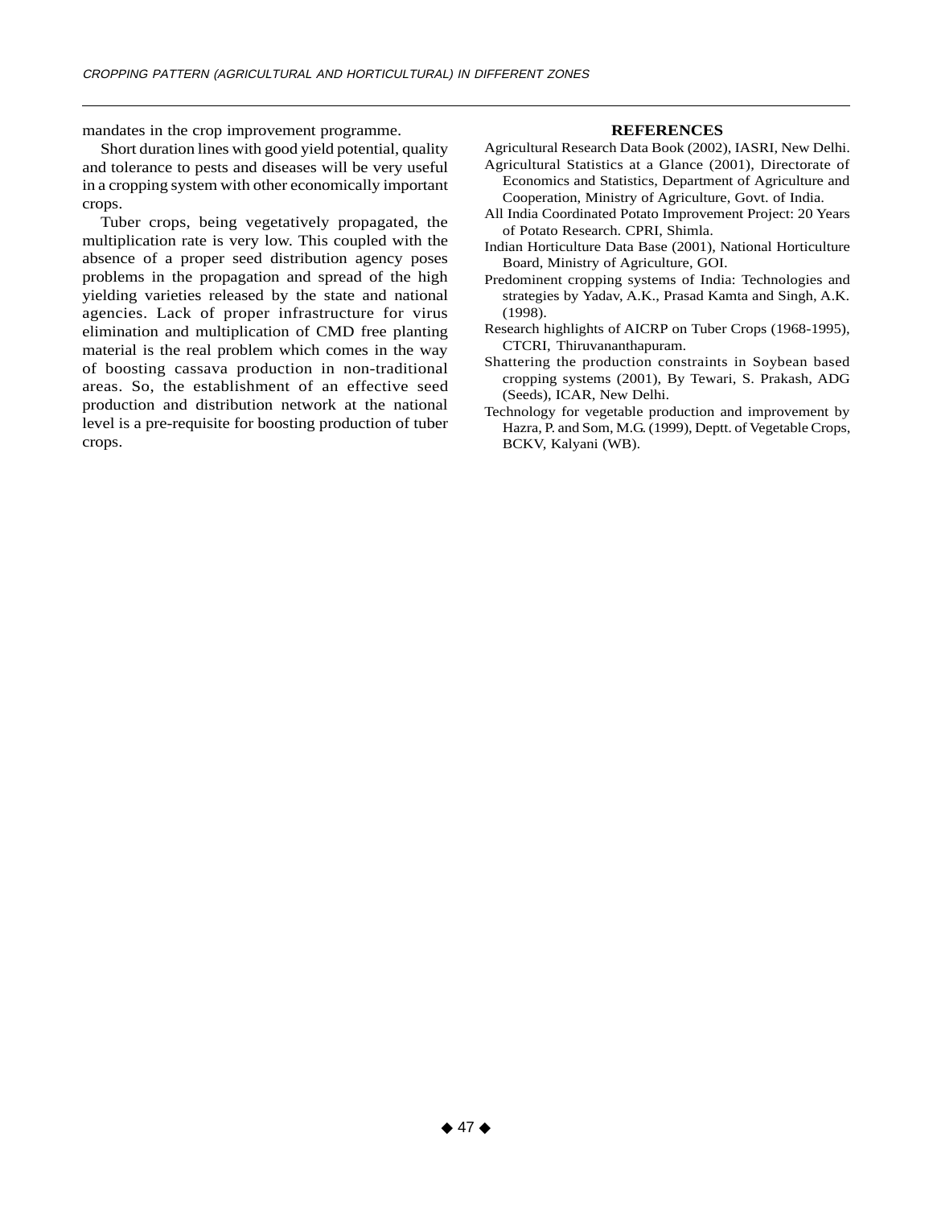mandates in the crop improvement programme.

Short duration lines with good yield potential, quality and tolerance to pests and diseases will be very useful in a cropping system with other economically important crops.

Tuber crops, being vegetatively propagated, the multiplication rate is very low. This coupled with the absence of a proper seed distribution agency poses problems in the propagation and spread of the high yielding varieties released by the state and national agencies. Lack of proper infrastructure for virus elimination and multiplication of CMD free planting material is the real problem which comes in the way of boosting cassava production in non-traditional areas. So, the establishment of an effective seed production and distribution network at the national level is a pre-requisite for boosting production of tuber crops.

## REFERENCES

Agricultural Research Data Book (2002), IASRI, New Delhi.

Agricultural Statistics at a Glance (2001), Directorate of Economics and Statistics, Department of Agriculture and Cooperation, Ministry of Agriculture, Govt. of India.

All India Coordinated Potato Improvement Project: 20 Years of Potato Research. CPRI, Shimla.

Indian Horticulture Data Base (2001), National Horticulture Board, Ministry of Agriculture, GOI.

Predominent cropping systems of India: Technologies and strategies by Yadav, A.K., Prasad Kamta and Singh, A.K. (1998).

Research highlights of AICRP on Tuber Crops (1968-1995), CTCRI, Thiruvananthapuram.

Shattering the production constraints in Soybean based cropping systems (2001), By Tewari, S. Prakash, ADG (Seeds), ICAR, New Delhi.

Technology for vegetable production and improvement by Hazra, P. and Som, M.G. (1999), Deptt. of Vegetable Crops, BCKV, Kalyani (WB).